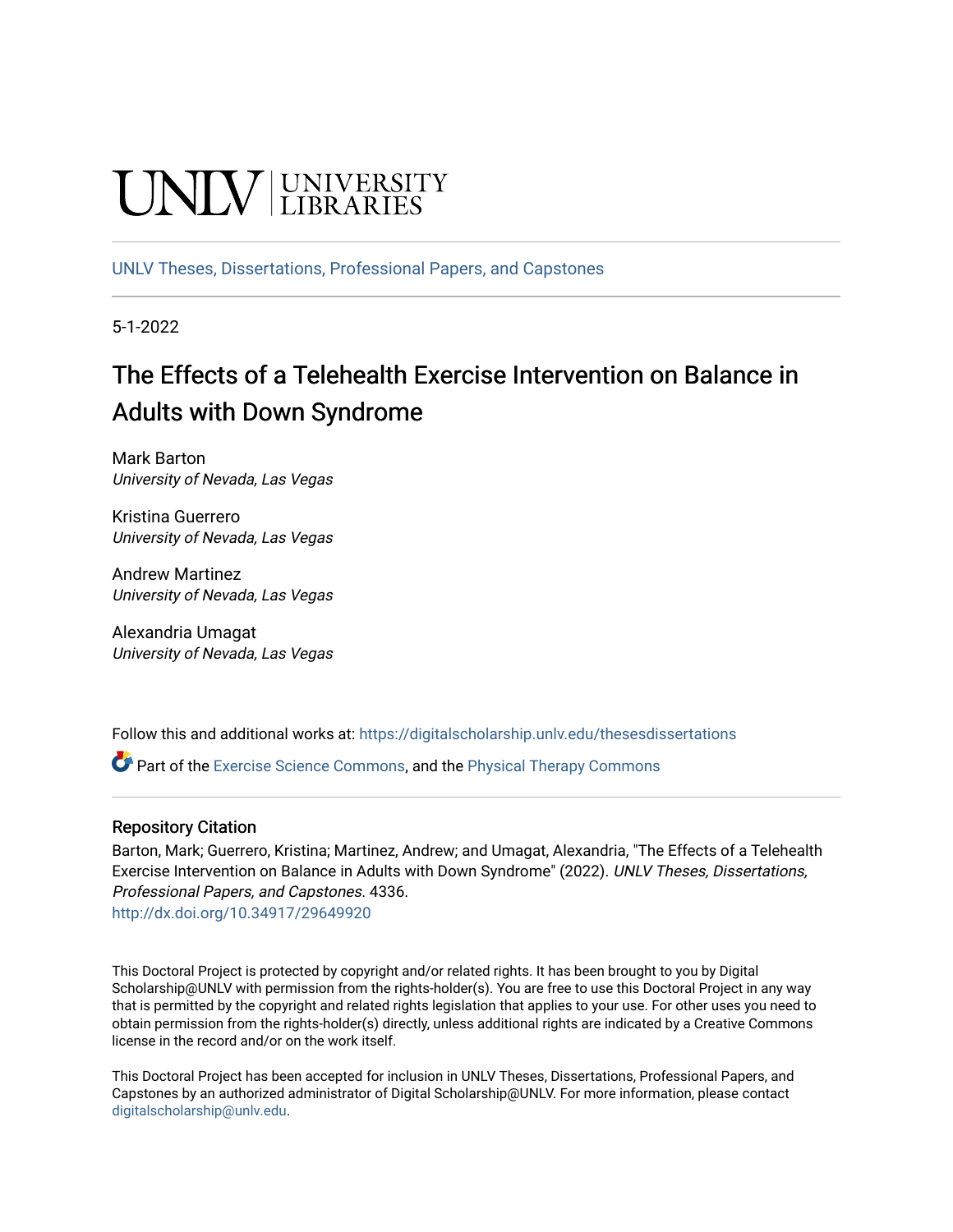UNLV | UNIVERSITY LIBRARIES

UNLV Theses, Dissertations, Professional Papers, and Capstones

5-1-2022

# The Effects of a Telehealth Exercise Intervention on Balance in Adults with Down Syndrome

Mark Barton
*University of Nevada, Las Vegas*

Kristina Guerrero
*University of Nevada, Las Vegas*

Andrew Martinez
*University of Nevada, Las Vegas*

Alexandria Umagat
*University of Nevada, Las Vegas*

Follow this and additional works at: https://digitalscholarship.unlv.edu/thesesdissertations

Part of the Exercise Science Commons, and the Physical Therapy Commons

## Repository Citation

Barton, Mark; Guerrero, Kristina; Martinez, Andrew; and Umagat, Alexandria, "The Effects of a Telehealth Exercise Intervention on Balance in Adults with Down Syndrome" (2022). *UNLV Theses, Dissertations, Professional Papers, and Capstones*. 4336.
http://dx.doi.org/10.34917/29649920

This Doctoral Project is protected by copyright and/or related rights. It has been brought to you by Digital Scholarship@UNLV with permission from the rights-holder(s). You are free to use this Doctoral Project in any way that is permitted by the copyright and related rights legislation that applies to your use. For other uses you need to obtain permission from the rights-holder(s) directly, unless additional rights are indicated by a Creative Commons license in the record and/or on the work itself.

This Doctoral Project has been accepted for inclusion in UNLV Theses, Dissertations, Professional Papers, and Capstones by an authorized administrator of Digital Scholarship@UNLV. For more information, please contact digitalscholarship@unlv.edu.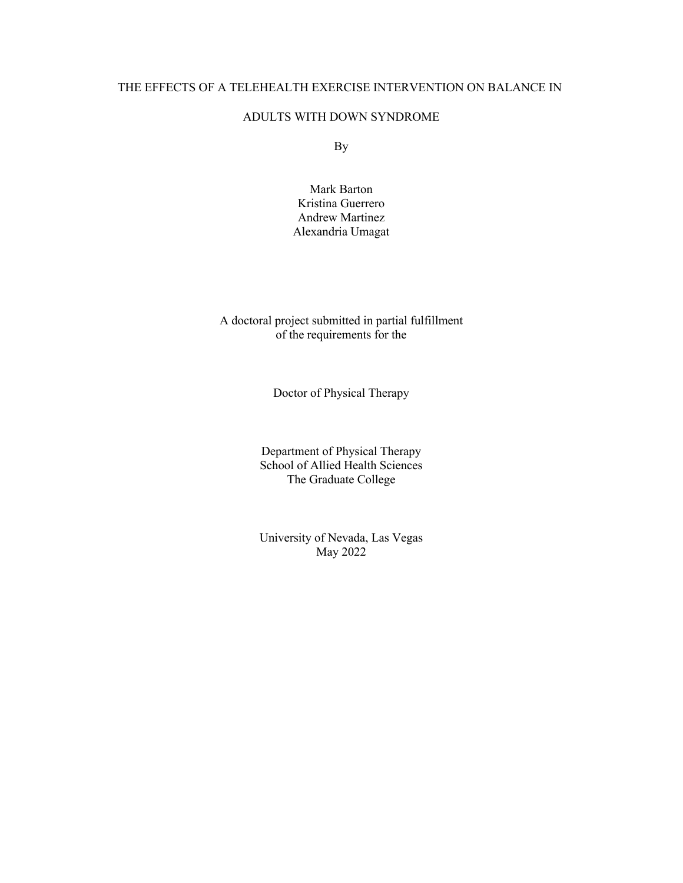# THE EFFECTS OF A TELEHEALTH EXERCISE INTERVENTION ON BALANCE IN ADULTS WITH DOWN SYNDROME

By

Mark Barton
Kristina Guerrero
Andrew Martinez
Alexandria Umagat

A doctoral project submitted in partial fulfillment
of the requirements for the

Doctor of Physical Therapy

Department of Physical Therapy
School of Allied Health Sciences
The Graduate College

University of Nevada, Las Vegas
May 2022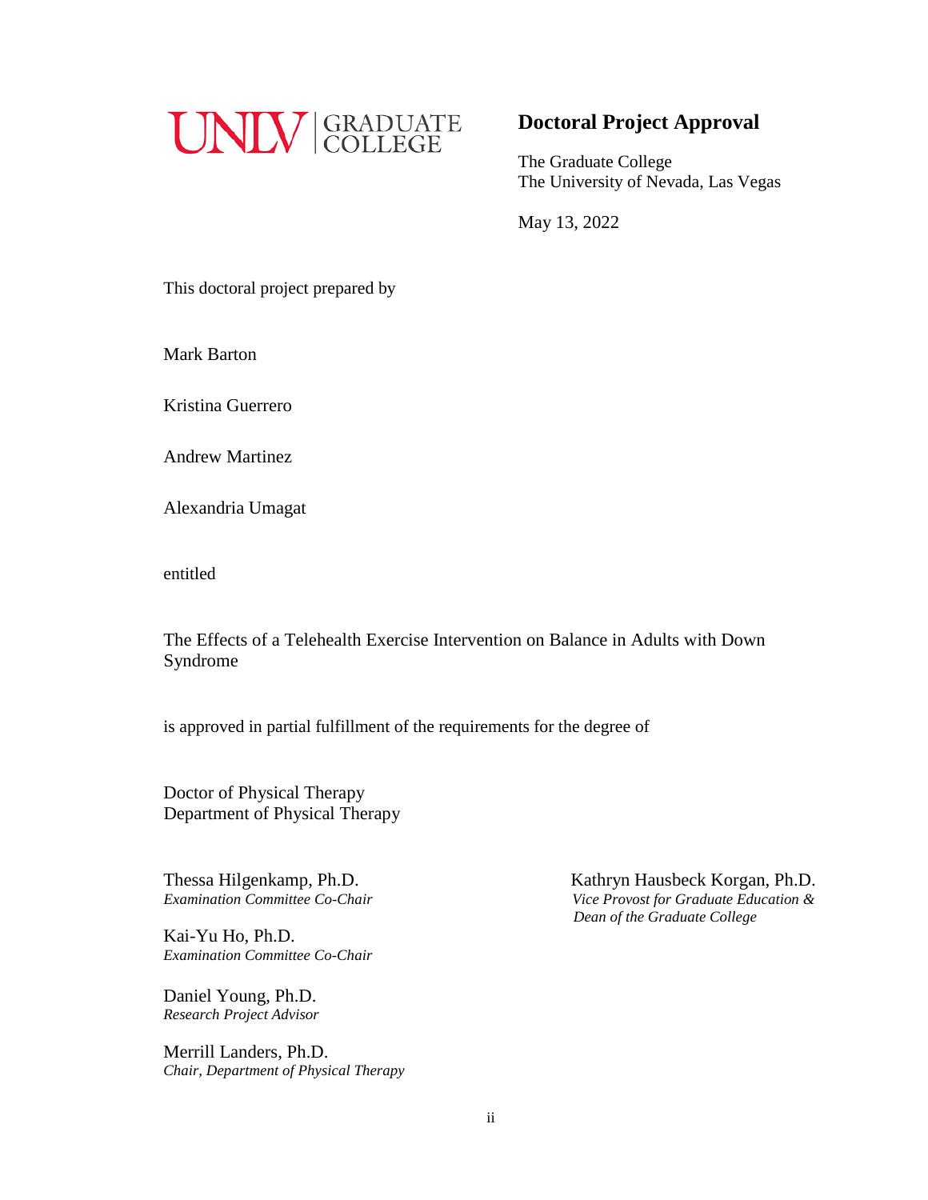UNLV | GRADUATE COLLEGE

## Doctoral Project Approval

The Graduate College
The University of Nevada, Las Vegas

May 13, 2022

This doctoral project prepared by

Mark Barton

Kristina Guerrero

Andrew Martinez

Alexandria Umagat

entitled

The Effects of a Telehealth Exercise Intervention on Balance in Adults with Down Syndrome

is approved in partial fulfillment of the requirements for the degree of

Doctor of Physical Therapy
Department of Physical Therapy

Thessa Hilgenkamp, Ph.D.
*Examination Committee Co-Chair*

Kai-Yu Ho, Ph.D.
*Examination Committee Co-Chair*

Daniel Young, Ph.D.
*Research Project Advisor*

Merrill Landers, Ph.D.
*Chair, Department of Physical Therapy*

Kathryn Hausbeck Korgan, Ph.D.
*Vice Provost for Graduate Education & Dean of the Graduate College*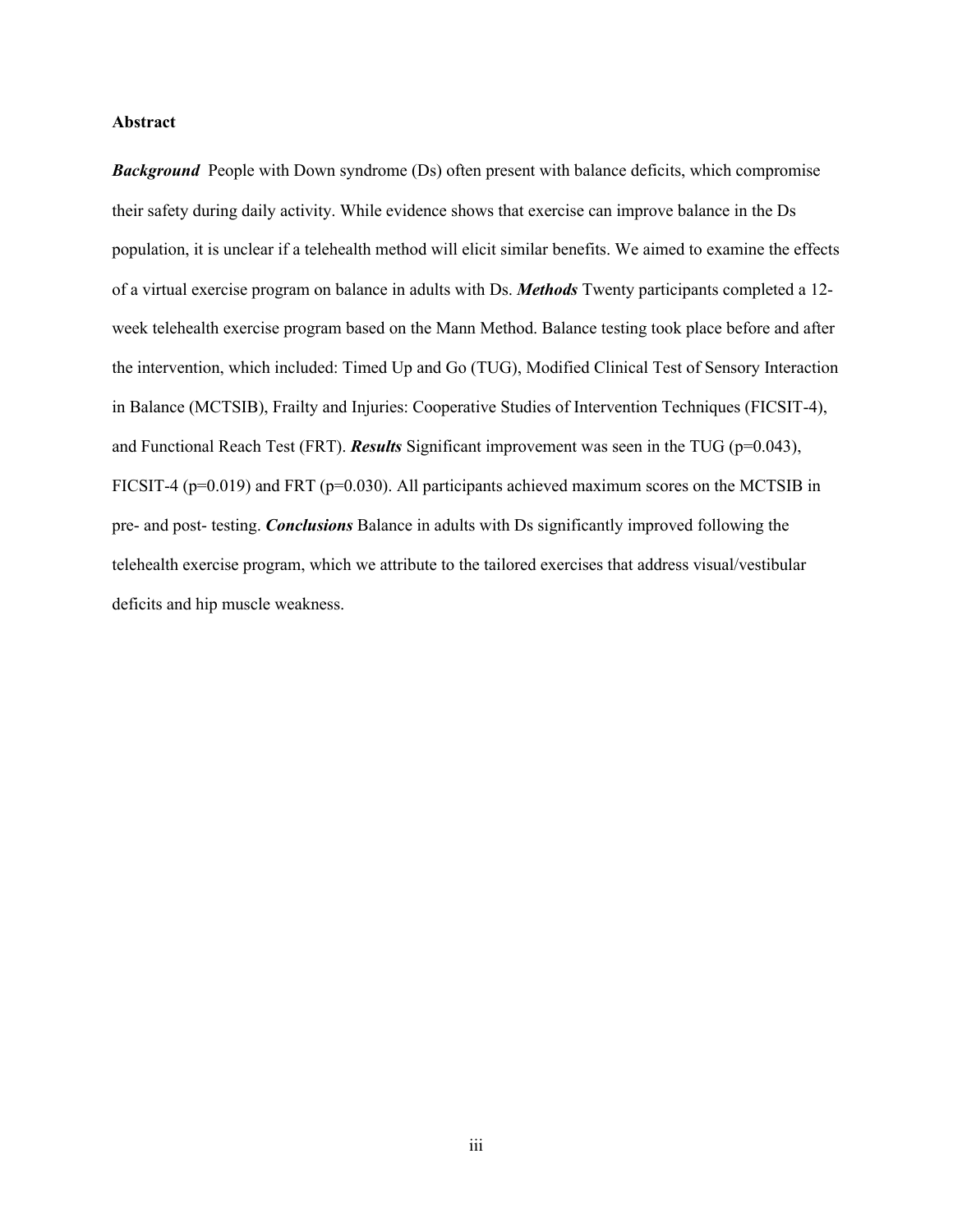## Abstract

***Background*** People with Down syndrome (Ds) often present with balance deficits, which compromise their safety during daily activity. While evidence shows that exercise can improve balance in the Ds population, it is unclear if a telehealth method will elicit similar benefits. We aimed to examine the effects of a virtual exercise program on balance in adults with Ds. ***Methods*** Twenty participants completed a 12-week telehealth exercise program based on the Mann Method. Balance testing took place before and after the intervention, which included: Timed Up and Go (TUG), Modified Clinical Test of Sensory Interaction in Balance (MCTSIB), Frailty and Injuries: Cooperative Studies of Intervention Techniques (FICSIT-4), and Functional Reach Test (FRT). ***Results*** Significant improvement was seen in the TUG ($p=0.043$), FICSIT-4 ($p=0.019$) and FRT ($p=0.030$). All participants achieved maximum scores on the MCTSIB in pre- and post- testing. ***Conclusions*** Balance in adults with Ds significantly improved following the telehealth exercise program, which we attribute to the tailored exercises that address visual/vestibular deficits and hip muscle weakness.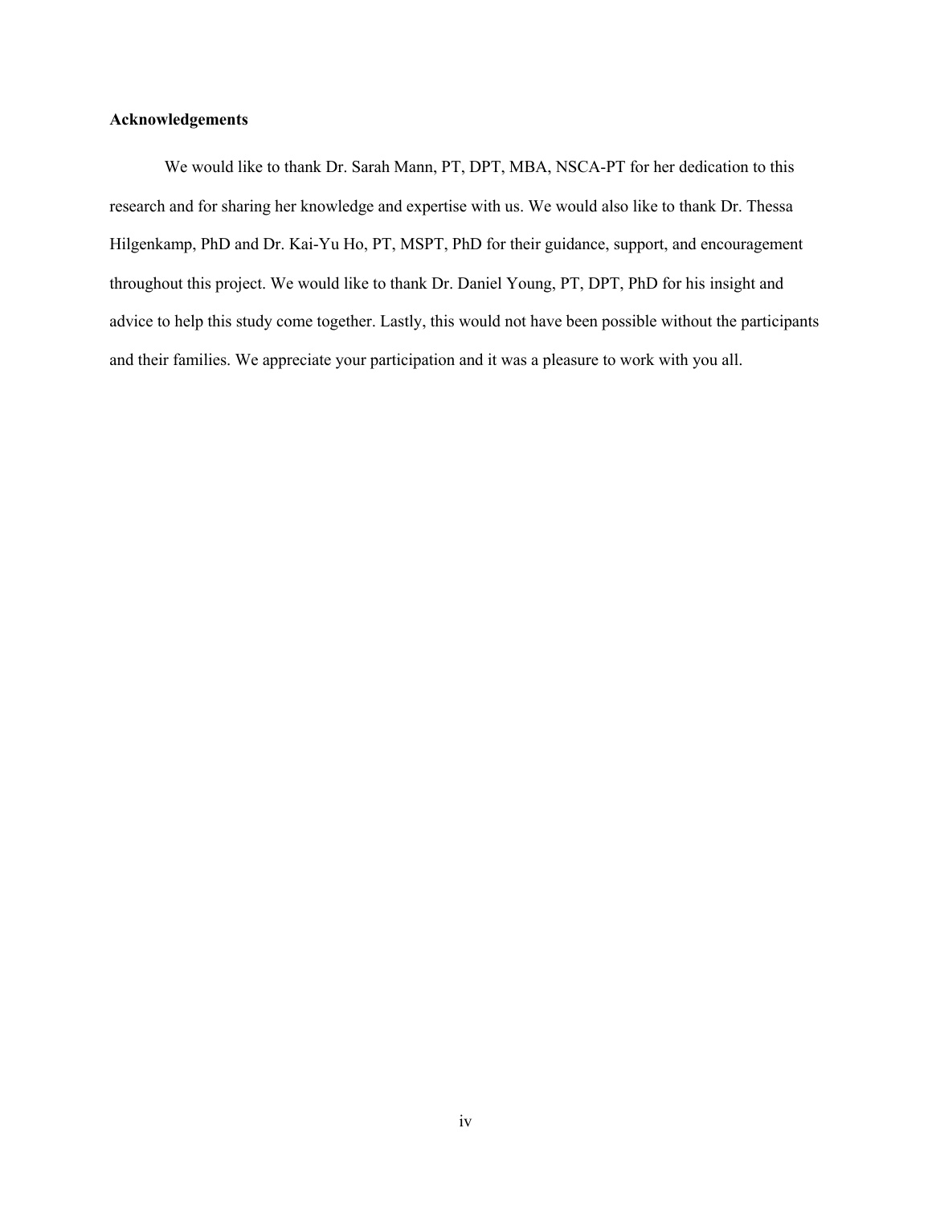**Acknowledgements**

We would like to thank Dr. Sarah Mann, PT, DPT, MBA, NSCA-PT for her dedication to this research and for sharing her knowledge and expertise with us. We would also like to thank Dr. Thessa Hilgenkamp, PhD and Dr. Kai-Yu Ho, PT, MSPT, PhD for their guidance, support, and encouragement throughout this project. We would like to thank Dr. Daniel Young, PT, DPT, PhD for his insight and advice to help this study come together. Lastly, this would not have been possible without the participants and their families. We appreciate your participation and it was a pleasure to work with you all.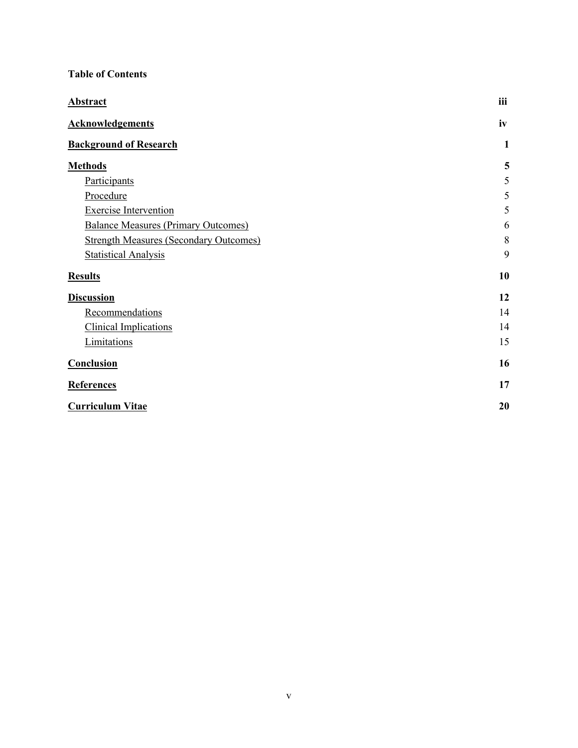**Table of Contents**

| | |
|---|---|
| **Abstract** | **iii** |
| **Acknowledgements** | **iv** |
| **Background of Research** | **1** |
| **Methods** | **5** |
| Participants | 5 |
| Procedure | 5 |
| Exercise Intervention | 5 |
| Balance Measures (Primary Outcomes) | 6 |
| Strength Measures (Secondary Outcomes) | 8 |
| Statistical Analysis | 9 |
| **Results** | **10** |
| **Discussion** | **12** |
| Recommendations | 14 |
| Clinical Implications | 14 |
| Limitations | 15 |
| **Conclusion** | **16** |
| **References** | **17** |
| **Curriculum Vitae** | **20** |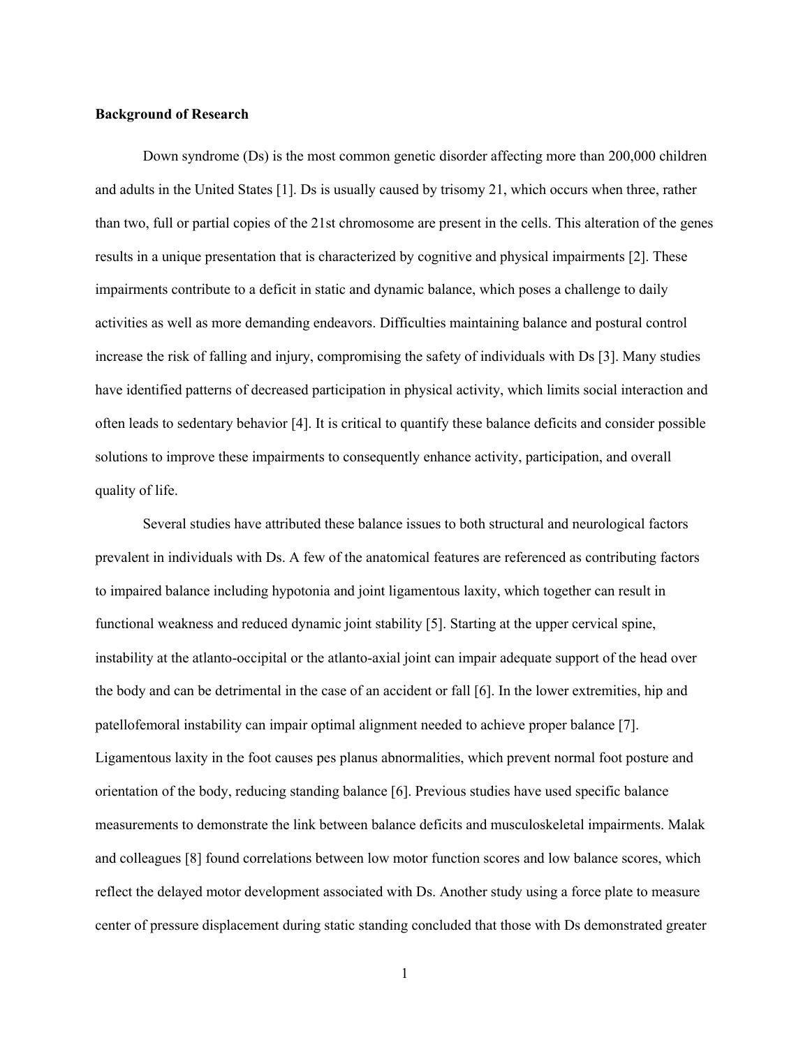**Background of Research**

Down syndrome (Ds) is the most common genetic disorder affecting more than 200,000 children and adults in the United States [1]. Ds is usually caused by trisomy 21, which occurs when three, rather than two, full or partial copies of the 21st chromosome are present in the cells. This alteration of the genes results in a unique presentation that is characterized by cognitive and physical impairments [2]. These impairments contribute to a deficit in static and dynamic balance, which poses a challenge to daily activities as well as more demanding endeavors. Difficulties maintaining balance and postural control increase the risk of falling and injury, compromising the safety of individuals with Ds [3]. Many studies have identified patterns of decreased participation in physical activity, which limits social interaction and often leads to sedentary behavior [4]. It is critical to quantify these balance deficits and consider possible solutions to improve these impairments to consequently enhance activity, participation, and overall quality of life.

Several studies have attributed these balance issues to both structural and neurological factors prevalent in individuals with Ds. A few of the anatomical features are referenced as contributing factors to impaired balance including hypotonia and joint ligamentous laxity, which together can result in functional weakness and reduced dynamic joint stability [5]. Starting at the upper cervical spine, instability at the atlanto-occipital or the atlanto-axial joint can impair adequate support of the head over the body and can be detrimental in the case of an accident or fall [6]. In the lower extremities, hip and patellofemoral instability can impair optimal alignment needed to achieve proper balance [7]. Ligamentous laxity in the foot causes pes planus abnormalities, which prevent normal foot posture and orientation of the body, reducing standing balance [6]. Previous studies have used specific balance measurements to demonstrate the link between balance deficits and musculoskeletal impairments. Malak and colleagues [8] found correlations between low motor function scores and low balance scores, which reflect the delayed motor development associated with Ds. Another study using a force plate to measure center of pressure displacement during static standing concluded that those with Ds demonstrated greater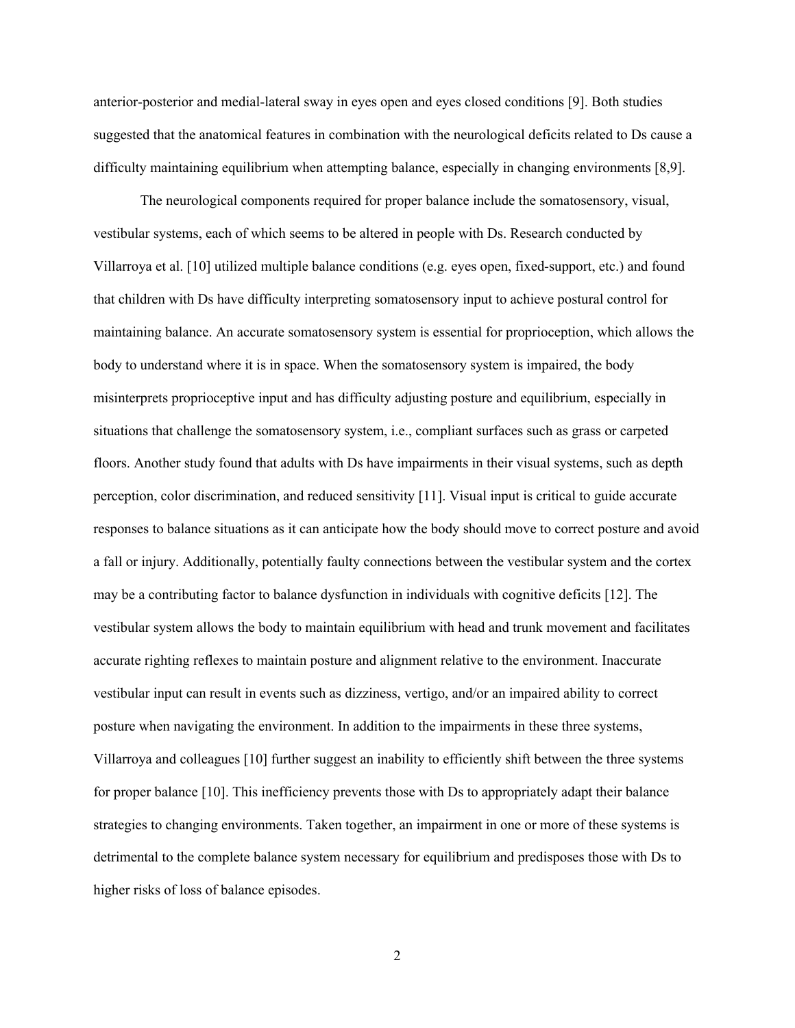anterior-posterior and medial-lateral sway in eyes open and eyes closed conditions [9]. Both studies suggested that the anatomical features in combination with the neurological deficits related to Ds cause a difficulty maintaining equilibrium when attempting balance, especially in changing environments [8,9].

The neurological components required for proper balance include the somatosensory, visual, vestibular systems, each of which seems to be altered in people with Ds. Research conducted by Villarroya et al. [10] utilized multiple balance conditions (e.g. eyes open, fixed-support, etc.) and found that children with Ds have difficulty interpreting somatosensory input to achieve postural control for maintaining balance. An accurate somatosensory system is essential for proprioception, which allows the body to understand where it is in space. When the somatosensory system is impaired, the body misinterprets proprioceptive input and has difficulty adjusting posture and equilibrium, especially in situations that challenge the somatosensory system, i.e., compliant surfaces such as grass or carpeted floors. Another study found that adults with Ds have impairments in their visual systems, such as depth perception, color discrimination, and reduced sensitivity [11]. Visual input is critical to guide accurate responses to balance situations as it can anticipate how the body should move to correct posture and avoid a fall or injury. Additionally, potentially faulty connections between the vestibular system and the cortex may be a contributing factor to balance dysfunction in individuals with cognitive deficits [12]. The vestibular system allows the body to maintain equilibrium with head and trunk movement and facilitates accurate righting reflexes to maintain posture and alignment relative to the environment. Inaccurate vestibular input can result in events such as dizziness, vertigo, and/or an impaired ability to correct posture when navigating the environment. In addition to the impairments in these three systems, Villarroya and colleagues [10] further suggest an inability to efficiently shift between the three systems for proper balance [10]. This inefficiency prevents those with Ds to appropriately adapt their balance strategies to changing environments. Taken together, an impairment in one or more of these systems is detrimental to the complete balance system necessary for equilibrium and predisposes those with Ds to higher risks of loss of balance episodes.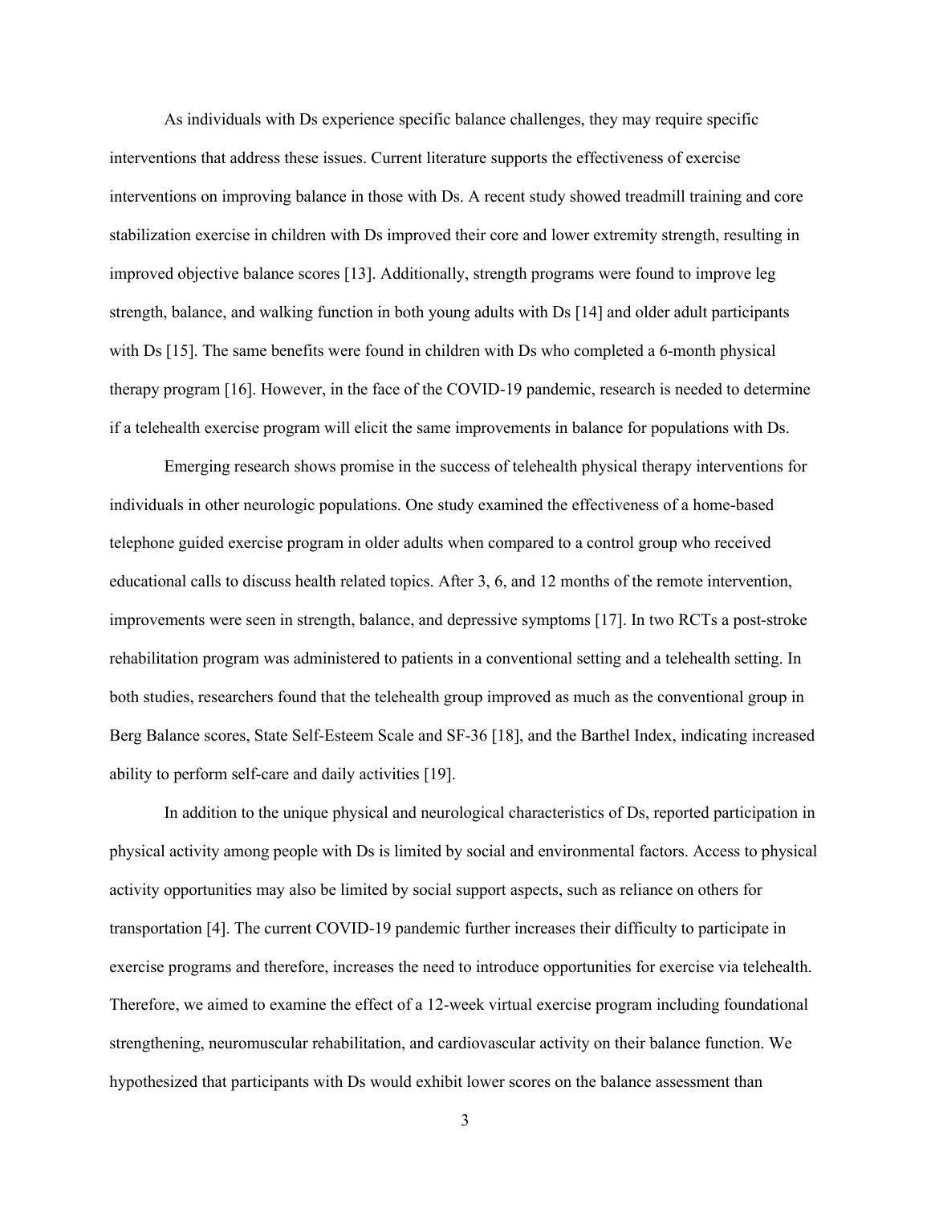As individuals with Ds experience specific balance challenges, they may require specific interventions that address these issues. Current literature supports the effectiveness of exercise interventions on improving balance in those with Ds. A recent study showed treadmill training and core stabilization exercise in children with Ds improved their core and lower extremity strength, resulting in improved objective balance scores [13]. Additionally, strength programs were found to improve leg strength, balance, and walking function in both young adults with Ds [14] and older adult participants with Ds [15]. The same benefits were found in children with Ds who completed a 6-month physical therapy program [16]. However, in the face of the COVID-19 pandemic, research is needed to determine if a telehealth exercise program will elicit the same improvements in balance for populations with Ds.

Emerging research shows promise in the success of telehealth physical therapy interventions for individuals in other neurologic populations. One study examined the effectiveness of a home-based telephone guided exercise program in older adults when compared to a control group who received educational calls to discuss health related topics. After 3, 6, and 12 months of the remote intervention, improvements were seen in strength, balance, and depressive symptoms [17]. In two RCTs a post-stroke rehabilitation program was administered to patients in a conventional setting and a telehealth setting. In both studies, researchers found that the telehealth group improved as much as the conventional group in Berg Balance scores, State Self-Esteem Scale and SF-36 [18], and the Barthel Index, indicating increased ability to perform self-care and daily activities [19].

In addition to the unique physical and neurological characteristics of Ds, reported participation in physical activity among people with Ds is limited by social and environmental factors. Access to physical activity opportunities may also be limited by social support aspects, such as reliance on others for transportation [4]. The current COVID-19 pandemic further increases their difficulty to participate in exercise programs and therefore, increases the need to introduce opportunities for exercise via telehealth. Therefore, we aimed to examine the effect of a 12-week virtual exercise program including foundational strengthening, neuromuscular rehabilitation, and cardiovascular activity on their balance function. We hypothesized that participants with Ds would exhibit lower scores on the balance assessment than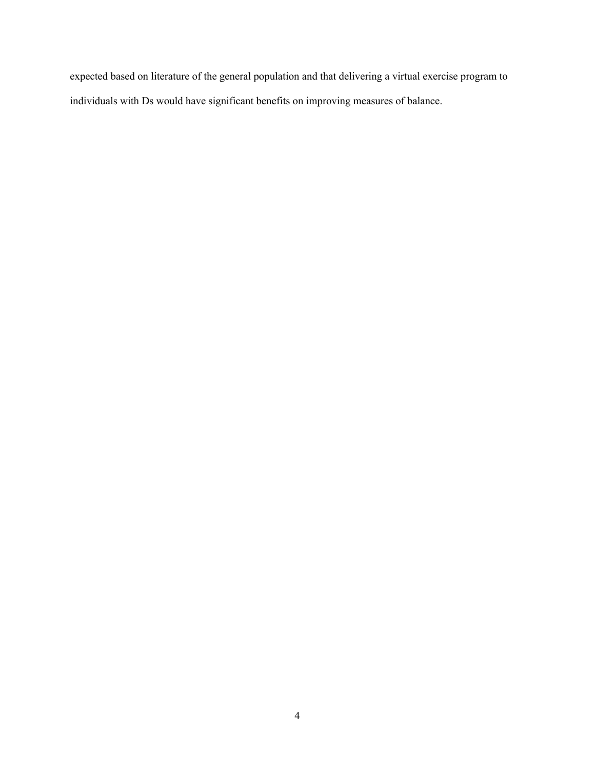expected based on literature of the general population and that delivering a virtual exercise program to individuals with Ds would have significant benefits on improving measures of balance.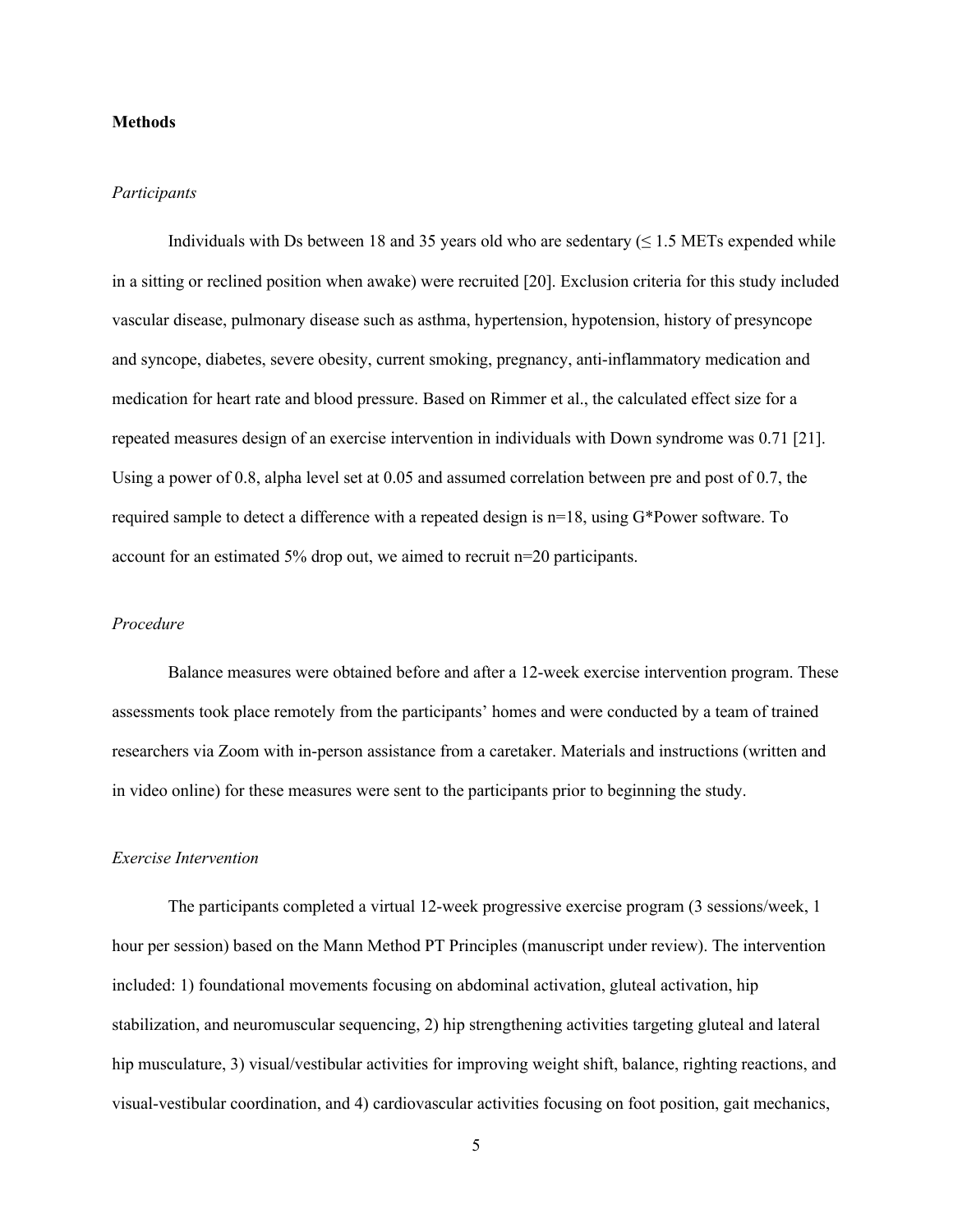**Methods**

*Participants*

Individuals with Ds between 18 and 35 years old who are sedentary (≤ 1.5 METs expended while in a sitting or reclined position when awake) were recruited [20]. Exclusion criteria for this study included vascular disease, pulmonary disease such as asthma, hypertension, hypotension, history of presyncope and syncope, diabetes, severe obesity, current smoking, pregnancy, anti-inflammatory medication and medication for heart rate and blood pressure. Based on Rimmer et al., the calculated effect size for a repeated measures design of an exercise intervention in individuals with Down syndrome was 0.71 [21]. Using a power of 0.8, alpha level set at 0.05 and assumed correlation between pre and post of 0.7, the required sample to detect a difference with a repeated design is n=18, using G*Power software. To account for an estimated 5% drop out, we aimed to recruit n=20 participants.

*Procedure*

Balance measures were obtained before and after a 12-week exercise intervention program. These assessments took place remotely from the participants' homes and were conducted by a team of trained researchers via Zoom with in-person assistance from a caretaker. Materials and instructions (written and in video online) for these measures were sent to the participants prior to beginning the study.

*Exercise Intervention*

The participants completed a virtual 12-week progressive exercise program (3 sessions/week, 1 hour per session) based on the Mann Method PT Principles (manuscript under review). The intervention included: 1) foundational movements focusing on abdominal activation, gluteal activation, hip stabilization, and neuromuscular sequencing, 2) hip strengthening activities targeting gluteal and lateral hip musculature, 3) visual/vestibular activities for improving weight shift, balance, righting reactions, and visual-vestibular coordination, and 4) cardiovascular activities focusing on foot position, gait mechanics,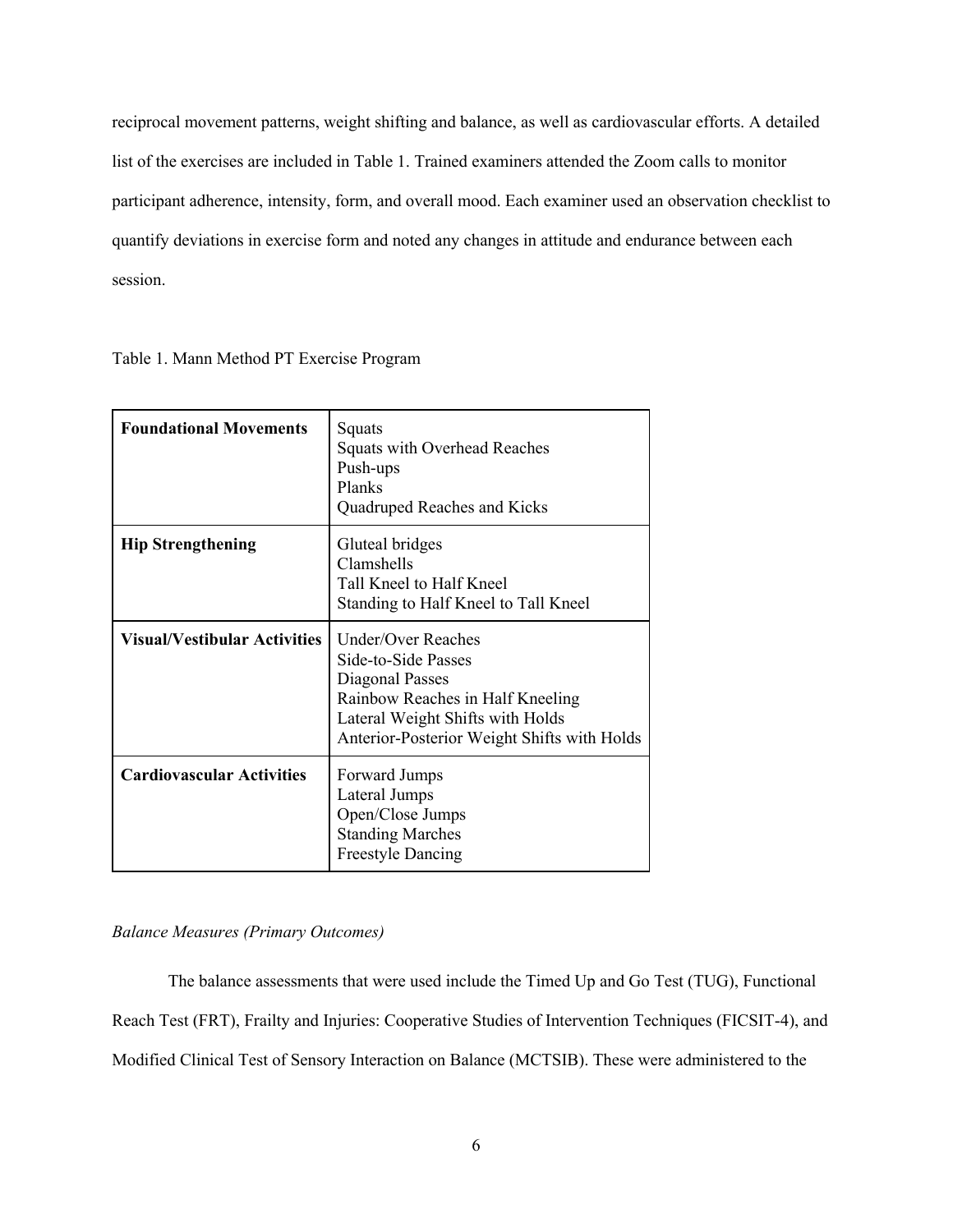reciprocal movement patterns, weight shifting and balance, as well as cardiovascular efforts. A detailed list of the exercises are included in Table 1. Trained examiners attended the Zoom calls to monitor participant adherence, intensity, form, and overall mood. Each examiner used an observation checklist to quantify deviations in exercise form and noted any changes in attitude and endurance between each session.

Table 1. Mann Method PT Exercise Program

| | |
|---|---|
| **Foundational Movements** | Squats<br>Squats with Overhead Reaches<br>Push-ups<br>Planks<br>Quadruped Reaches and Kicks |
| **Hip Strengthening** | Gluteal bridges<br>Clamshells<br>Tall Kneel to Half Kneel<br>Standing to Half Kneel to Tall Kneel |
| **Visual/Vestibular Activities** | Under/Over Reaches<br>Side-to-Side Passes<br>Diagonal Passes<br>Rainbow Reaches in Half Kneeling<br>Lateral Weight Shifts with Holds<br>Anterior-Posterior Weight Shifts with Holds |
| **Cardiovascular Activities** | Forward Jumps<br>Lateral Jumps<br>Open/Close Jumps<br>Standing Marches<br>Freestyle Dancing |

*Balance Measures (Primary Outcomes)*

The balance assessments that were used include the Timed Up and Go Test (TUG), Functional Reach Test (FRT), Frailty and Injuries: Cooperative Studies of Intervention Techniques (FICSIT-4), and Modified Clinical Test of Sensory Interaction on Balance (MCTSIB). These were administered to the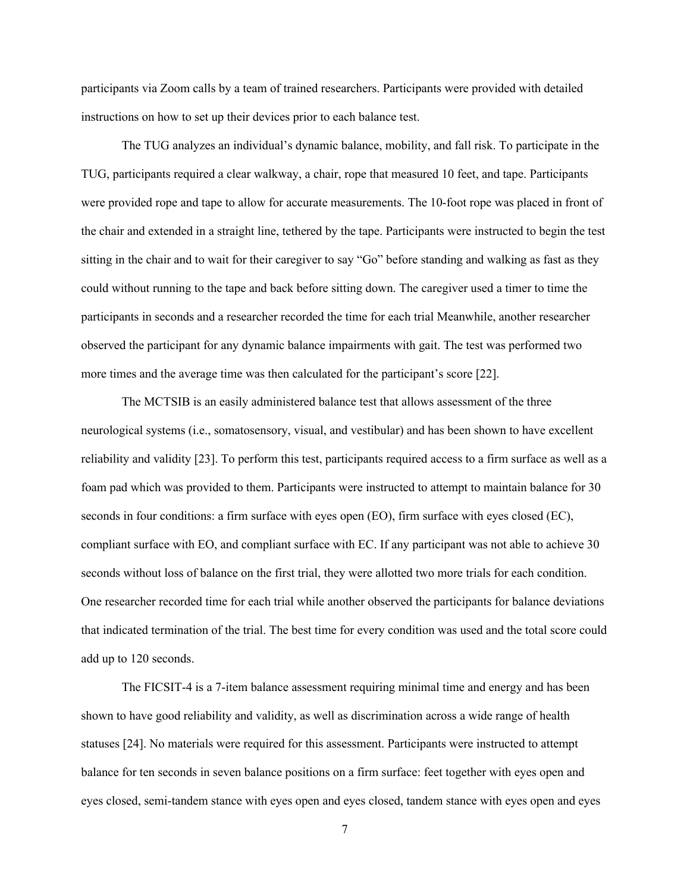participants via Zoom calls by a team of trained researchers. Participants were provided with detailed instructions on how to set up their devices prior to each balance test.

The TUG analyzes an individual's dynamic balance, mobility, and fall risk. To participate in the TUG, participants required a clear walkway, a chair, rope that measured 10 feet, and tape. Participants were provided rope and tape to allow for accurate measurements. The 10-foot rope was placed in front of the chair and extended in a straight line, tethered by the tape. Participants were instructed to begin the test sitting in the chair and to wait for their caregiver to say "Go" before standing and walking as fast as they could without running to the tape and back before sitting down. The caregiver used a timer to time the participants in seconds and a researcher recorded the time for each trial Meanwhile, another researcher observed the participant for any dynamic balance impairments with gait. The test was performed two more times and the average time was then calculated for the participant's score [22].

The MCTSIB is an easily administered balance test that allows assessment of the three neurological systems (i.e., somatosensory, visual, and vestibular) and has been shown to have excellent reliability and validity [23]. To perform this test, participants required access to a firm surface as well as a foam pad which was provided to them. Participants were instructed to attempt to maintain balance for 30 seconds in four conditions: a firm surface with eyes open (EO), firm surface with eyes closed (EC), compliant surface with EO, and compliant surface with EC. If any participant was not able to achieve 30 seconds without loss of balance on the first trial, they were allotted two more trials for each condition. One researcher recorded time for each trial while another observed the participants for balance deviations that indicated termination of the trial. The best time for every condition was used and the total score could add up to 120 seconds.

The FICSIT-4 is a 7-item balance assessment requiring minimal time and energy and has been shown to have good reliability and validity, as well as discrimination across a wide range of health statuses [24]. No materials were required for this assessment. Participants were instructed to attempt balance for ten seconds in seven balance positions on a firm surface: feet together with eyes open and eyes closed, semi-tandem stance with eyes open and eyes closed, tandem stance with eyes open and eyes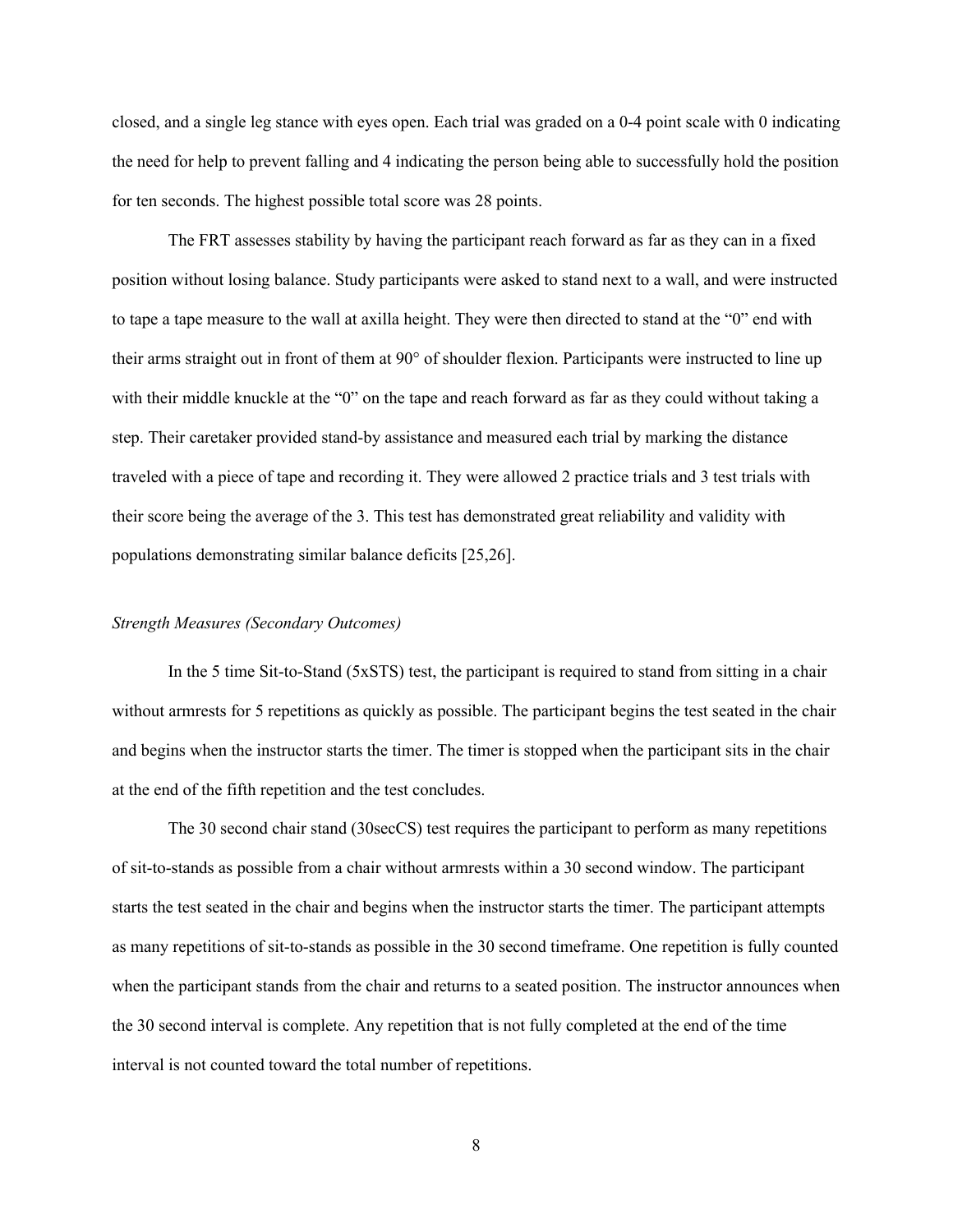closed, and a single leg stance with eyes open. Each trial was graded on a 0-4 point scale with 0 indicating the need for help to prevent falling and 4 indicating the person being able to successfully hold the position for ten seconds. The highest possible total score was 28 points.

The FRT assesses stability by having the participant reach forward as far as they can in a fixed position without losing balance. Study participants were asked to stand next to a wall, and were instructed to tape a tape measure to the wall at axilla height. They were then directed to stand at the "0" end with their arms straight out in front of them at 90° of shoulder flexion. Participants were instructed to line up with their middle knuckle at the "0" on the tape and reach forward as far as they could without taking a step. Their caretaker provided stand-by assistance and measured each trial by marking the distance traveled with a piece of tape and recording it. They were allowed 2 practice trials and 3 test trials with their score being the average of the 3. This test has demonstrated great reliability and validity with populations demonstrating similar balance deficits [25,26].

*Strength Measures (Secondary Outcomes)*

In the 5 time Sit-to-Stand (5xSTS) test, the participant is required to stand from sitting in a chair without armrests for 5 repetitions as quickly as possible. The participant begins the test seated in the chair and begins when the instructor starts the timer. The timer is stopped when the participant sits in the chair at the end of the fifth repetition and the test concludes.

The 30 second chair stand (30secCS) test requires the participant to perform as many repetitions of sit-to-stands as possible from a chair without armrests within a 30 second window. The participant starts the test seated in the chair and begins when the instructor starts the timer. The participant attempts as many repetitions of sit-to-stands as possible in the 30 second timeframe. One repetition is fully counted when the participant stands from the chair and returns to a seated position. The instructor announces when the 30 second interval is complete. Any repetition that is not fully completed at the end of the time interval is not counted toward the total number of repetitions.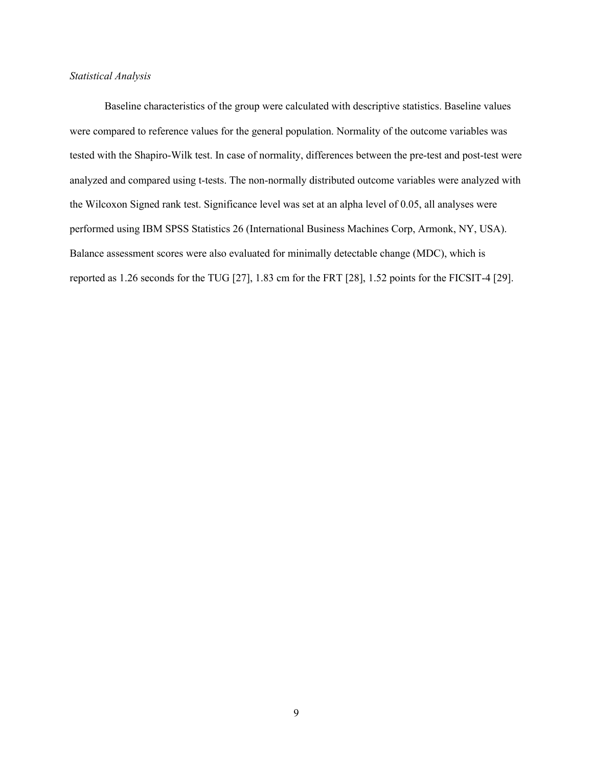*Statistical Analysis*

Baseline characteristics of the group were calculated with descriptive statistics. Baseline values were compared to reference values for the general population. Normality of the outcome variables was tested with the Shapiro-Wilk test. In case of normality, differences between the pre-test and post-test were analyzed and compared using t-tests. The non-normally distributed outcome variables were analyzed with the Wilcoxon Signed rank test. Significance level was set at an alpha level of 0.05, all analyses were performed using IBM SPSS Statistics 26 (International Business Machines Corp, Armonk, NY, USA). Balance assessment scores were also evaluated for minimally detectable change (MDC), which is reported as 1.26 seconds for the TUG [27], 1.83 cm for the FRT [28], 1.52 points for the FICSIT-4 [29].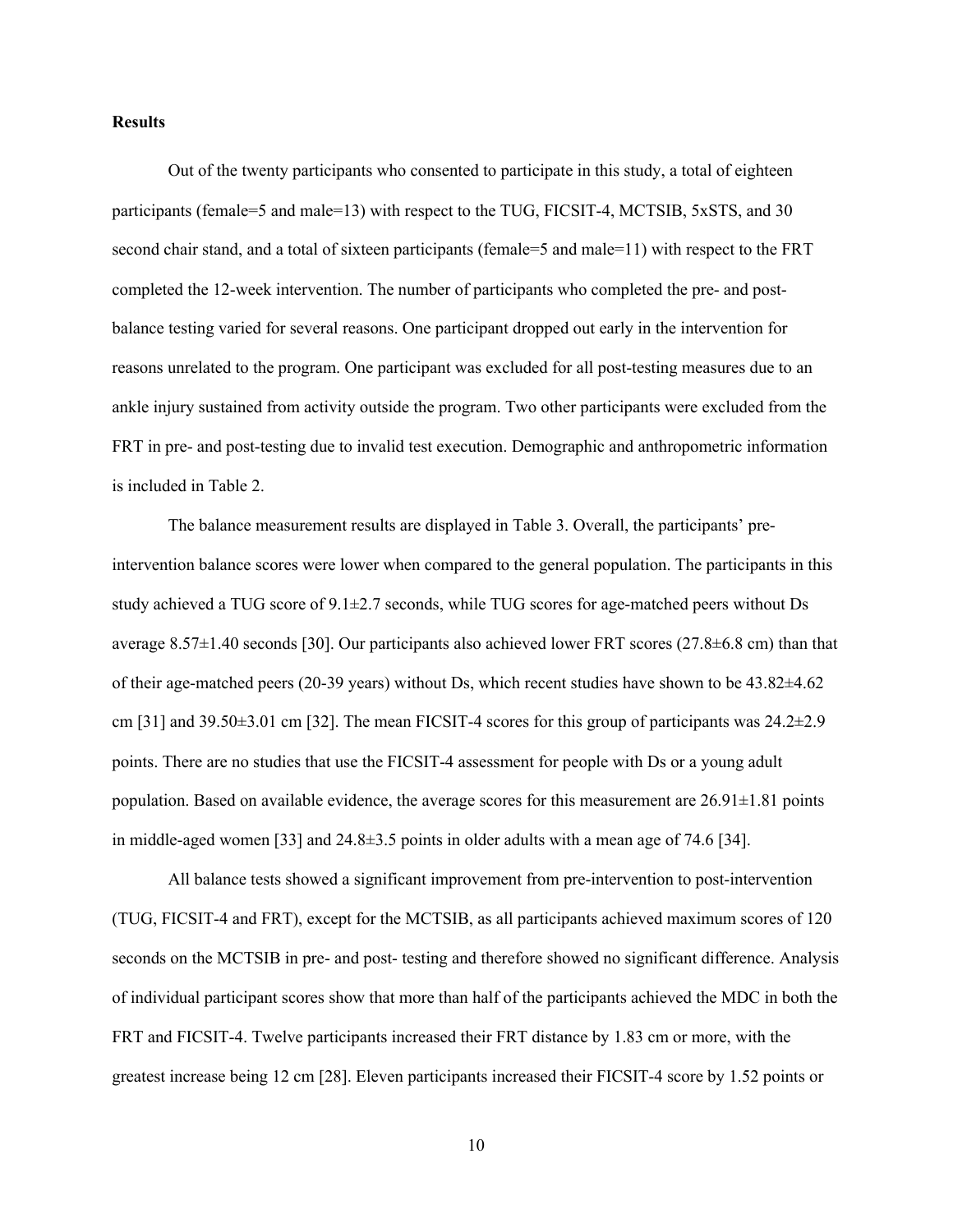**Results**

Out of the twenty participants who consented to participate in this study, a total of eighteen participants (female=5 and male=13) with respect to the TUG, FICSIT-4, MCTSIB, 5xSTS, and 30 second chair stand, and a total of sixteen participants (female=5 and male=11) with respect to the FRT completed the 12-week intervention. The number of participants who completed the pre- and post-balance testing varied for several reasons. One participant dropped out early in the intervention for reasons unrelated to the program. One participant was excluded for all post-testing measures due to an ankle injury sustained from activity outside the program. Two other participants were excluded from the FRT in pre- and post-testing due to invalid test execution. Demographic and anthropometric information is included in Table 2.

The balance measurement results are displayed in Table 3. Overall, the participants' pre-intervention balance scores were lower when compared to the general population. The participants in this study achieved a TUG score of 9.1±2.7 seconds, while TUG scores for age-matched peers without Ds average 8.57±1.40 seconds [30]. Our participants also achieved lower FRT scores (27.8±6.8 cm) than that of their age-matched peers (20-39 years) without Ds, which recent studies have shown to be 43.82±4.62 cm [31] and 39.50±3.01 cm [32]. The mean FICSIT-4 scores for this group of participants was 24.2±2.9 points. There are no studies that use the FICSIT-4 assessment for people with Ds or a young adult population. Based on available evidence, the average scores for this measurement are 26.91±1.81 points in middle-aged women [33] and 24.8±3.5 points in older adults with a mean age of 74.6 [34].

All balance tests showed a significant improvement from pre-intervention to post-intervention (TUG, FICSIT-4 and FRT), except for the MCTSIB, as all participants achieved maximum scores of 120 seconds on the MCTSIB in pre- and post- testing and therefore showed no significant difference. Analysis of individual participant scores show that more than half of the participants achieved the MDC in both the FRT and FICSIT-4. Twelve participants increased their FRT distance by 1.83 cm or more, with the greatest increase being 12 cm [28]. Eleven participants increased their FICSIT-4 score by 1.52 points or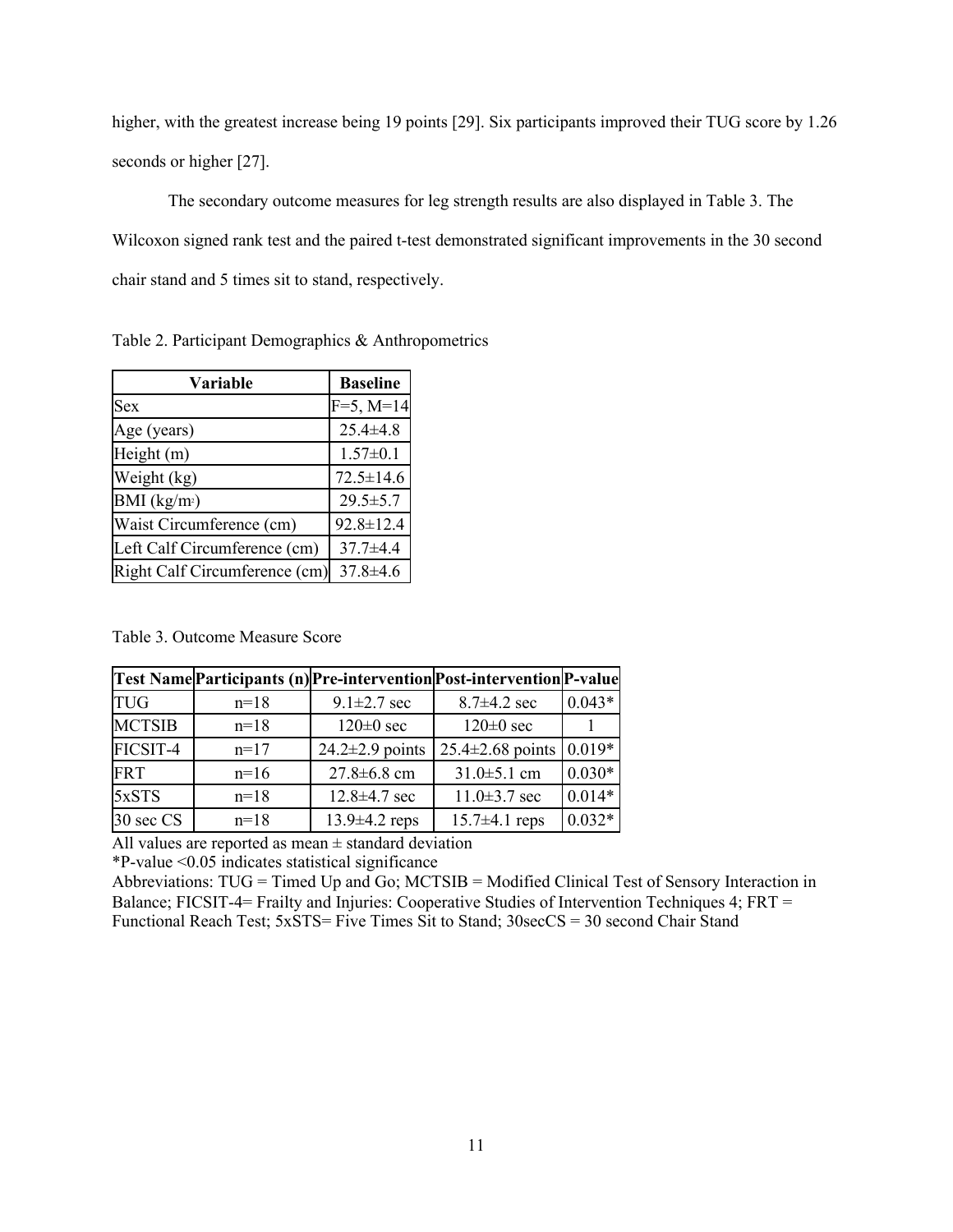higher, with the greatest increase being 19 points [29]. Six participants improved their TUG score by 1.26 seconds or higher [27].

The secondary outcome measures for leg strength results are also displayed in Table 3. The Wilcoxon signed rank test and the paired t-test demonstrated significant improvements in the 30 second chair stand and 5 times sit to stand, respectively.

Table 2. Participant Demographics & Anthropometrics

| Variable | Baseline |
|---|---|
| Sex | F=5, M=14 |
| Age (years) | 25.4±4.8 |
| Height (m) | 1.57±0.1 |
| Weight (kg) | 72.5±14.6 |
| BMI (kg/m$^2$) | 29.5±5.7 |
| Waist Circumference (cm) | 92.8±12.4 |
| Left Calf Circumference (cm) | 37.7±4.4 |
| Right Calf Circumference (cm) | 37.8±4.6 |

Table 3. Outcome Measure Score

| Test Name | Participants (n) | Pre-intervention | Post-intervention | P-value |
|---|---|---|---|---|
| TUG | n=18 | 9.1±2.7 sec | 8.7±4.2 sec | 0.043* |
| MCTSIB | n=18 | 120±0 sec | 120±0 sec | 1 |
| FICSIT-4 | n=17 | 24.2±2.9 points | 25.4±2.68 points | 0.019* |
| FRT | n=16 | 27.8±6.8 cm | 31.0±5.1 cm | 0.030* |
| 5xSTS | n=18 | 12.8±4.7 sec | 11.0±3.7 sec | 0.014* |
| 30 sec CS | n=18 | 13.9±4.2 reps | 15.7±4.1 reps | 0.032* |

All values are reported as mean ± standard deviation
*P-value <0.05 indicates statistical significance
Abbreviations: TUG = Timed Up and Go; MCTSIB = Modified Clinical Test of Sensory Interaction in Balance; FICSIT-4= Frailty and Injuries: Cooperative Studies of Intervention Techniques 4; FRT = Functional Reach Test; 5xSTS= Five Times Sit to Stand; 30secCS = 30 second Chair Stand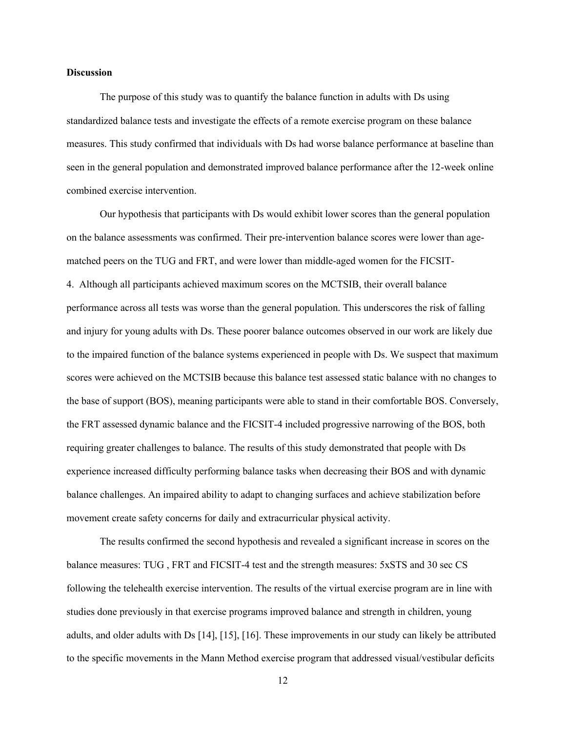**Discussion**

The purpose of this study was to quantify the balance function in adults with Ds using standardized balance tests and investigate the effects of a remote exercise program on these balance measures. This study confirmed that individuals with Ds had worse balance performance at baseline than seen in the general population and demonstrated improved balance performance after the 12-week online combined exercise intervention.

Our hypothesis that participants with Ds would exhibit lower scores than the general population on the balance assessments was confirmed. Their pre-intervention balance scores were lower than age-matched peers on the TUG and FRT, and were lower than middle-aged women for the FICSIT-4. Although all participants achieved maximum scores on the MCTSIB, their overall balance performance across all tests was worse than the general population. This underscores the risk of falling and injury for young adults with Ds. These poorer balance outcomes observed in our work are likely due to the impaired function of the balance systems experienced in people with Ds. We suspect that maximum scores were achieved on the MCTSIB because this balance test assessed static balance with no changes to the base of support (BOS), meaning participants were able to stand in their comfortable BOS. Conversely, the FRT assessed dynamic balance and the FICSIT-4 included progressive narrowing of the BOS, both requiring greater challenges to balance. The results of this study demonstrated that people with Ds experience increased difficulty performing balance tasks when decreasing their BOS and with dynamic balance challenges. An impaired ability to adapt to changing surfaces and achieve stabilization before movement create safety concerns for daily and extracurricular physical activity.

The results confirmed the second hypothesis and revealed a significant increase in scores on the balance measures: TUG , FRT and FICSIT-4 test and the strength measures: 5xSTS and 30 sec CS following the telehealth exercise intervention. The results of the virtual exercise program are in line with studies done previously in that exercise programs improved balance and strength in children, young adults, and older adults with Ds [14], [15], [16]. These improvements in our study can likely be attributed to the specific movements in the Mann Method exercise program that addressed visual/vestibular deficits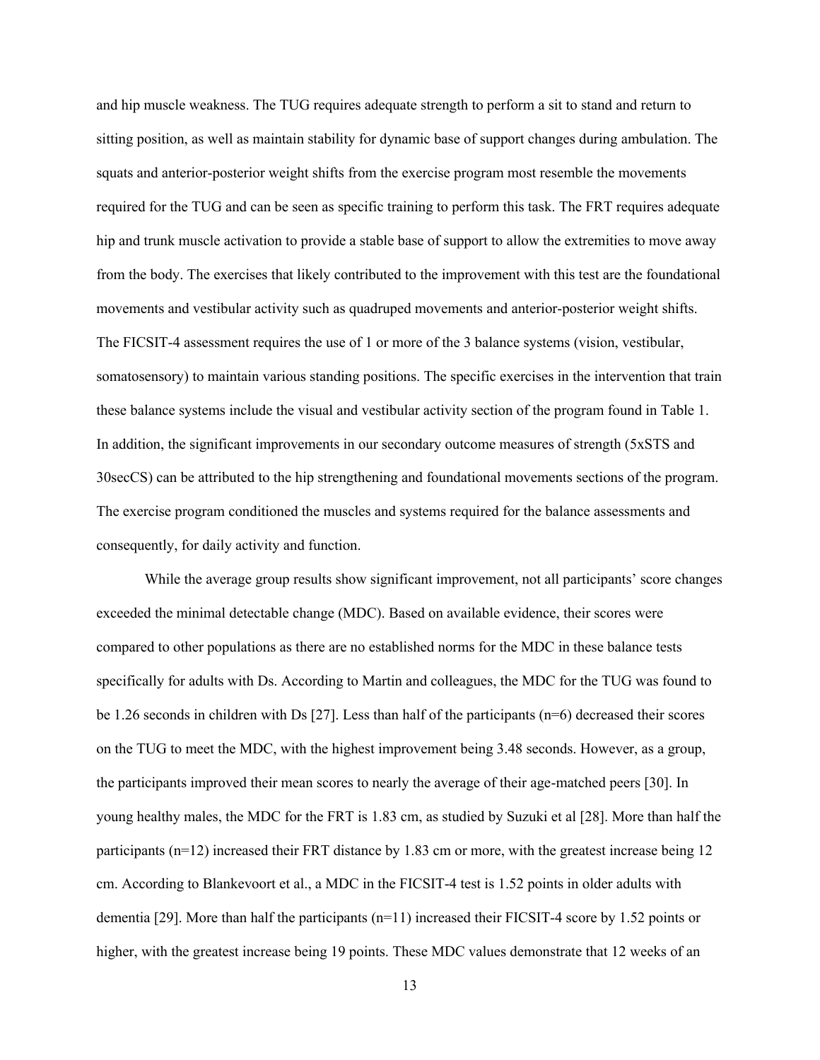and hip muscle weakness. The TUG requires adequate strength to perform a sit to stand and return to sitting position, as well as maintain stability for dynamic base of support changes during ambulation. The squats and anterior-posterior weight shifts from the exercise program most resemble the movements required for the TUG and can be seen as specific training to perform this task. The FRT requires adequate hip and trunk muscle activation to provide a stable base of support to allow the extremities to move away from the body. The exercises that likely contributed to the improvement with this test are the foundational movements and vestibular activity such as quadruped movements and anterior-posterior weight shifts. The FICSIT-4 assessment requires the use of 1 or more of the 3 balance systems (vision, vestibular, somatosensory) to maintain various standing positions. The specific exercises in the intervention that train these balance systems include the visual and vestibular activity section of the program found in Table 1. In addition, the significant improvements in our secondary outcome measures of strength (5xSTS and 30secCS) can be attributed to the hip strengthening and foundational movements sections of the program. The exercise program conditioned the muscles and systems required for the balance assessments and consequently, for daily activity and function.

While the average group results show significant improvement, not all participants' score changes exceeded the minimal detectable change (MDC). Based on available evidence, their scores were compared to other populations as there are no established norms for the MDC in these balance tests specifically for adults with Ds. According to Martin and colleagues, the MDC for the TUG was found to be 1.26 seconds in children with Ds [27]. Less than half of the participants (n=6) decreased their scores on the TUG to meet the MDC, with the highest improvement being 3.48 seconds. However, as a group, the participants improved their mean scores to nearly the average of their age-matched peers [30]. In young healthy males, the MDC for the FRT is 1.83 cm, as studied by Suzuki et al [28]. More than half the participants (n=12) increased their FRT distance by 1.83 cm or more, with the greatest increase being 12 cm. According to Blankevoort et al., a MDC in the FICSIT-4 test is 1.52 points in older adults with dementia [29]. More than half the participants (n=11) increased their FICSIT-4 score by 1.52 points or higher, with the greatest increase being 19 points. These MDC values demonstrate that 12 weeks of an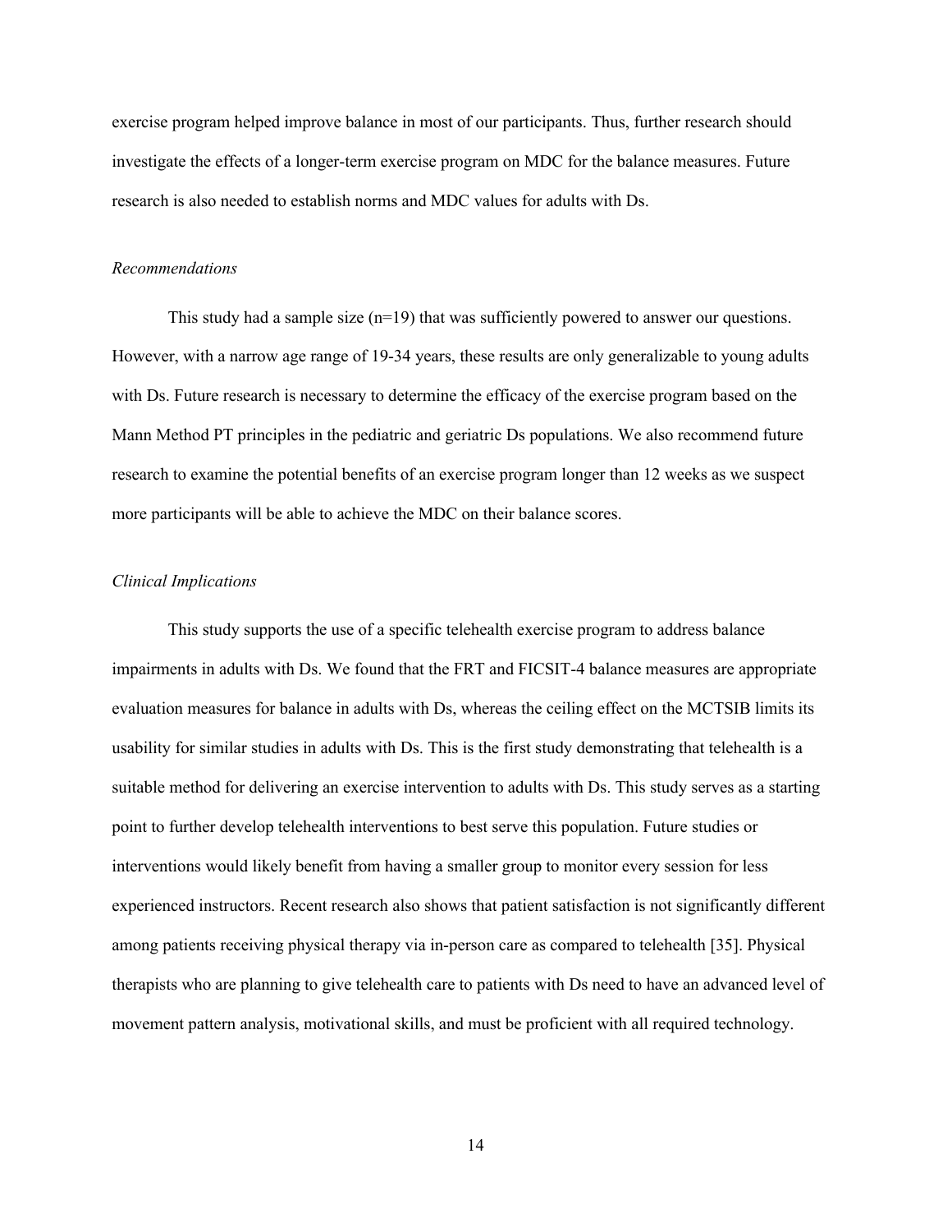exercise program helped improve balance in most of our participants. Thus, further research should investigate the effects of a longer-term exercise program on MDC for the balance measures. Future research is also needed to establish norms and MDC values for adults with Ds.

### *Recommendations*

This study had a sample size (n=19) that was sufficiently powered to answer our questions. However, with a narrow age range of 19-34 years, these results are only generalizable to young adults with Ds. Future research is necessary to determine the efficacy of the exercise program based on the Mann Method PT principles in the pediatric and geriatric Ds populations. We also recommend future research to examine the potential benefits of an exercise program longer than 12 weeks as we suspect more participants will be able to achieve the MDC on their balance scores.

### *Clinical Implications*

This study supports the use of a specific telehealth exercise program to address balance impairments in adults with Ds. We found that the FRT and FICSIT-4 balance measures are appropriate evaluation measures for balance in adults with Ds, whereas the ceiling effect on the MCTSIB limits its usability for similar studies in adults with Ds. This is the first study demonstrating that telehealth is a suitable method for delivering an exercise intervention to adults with Ds. This study serves as a starting point to further develop telehealth interventions to best serve this population. Future studies or interventions would likely benefit from having a smaller group to monitor every session for less experienced instructors. Recent research also shows that patient satisfaction is not significantly different among patients receiving physical therapy via in-person care as compared to telehealth [35]. Physical therapists who are planning to give telehealth care to patients with Ds need to have an advanced level of movement pattern analysis, motivational skills, and must be proficient with all required technology.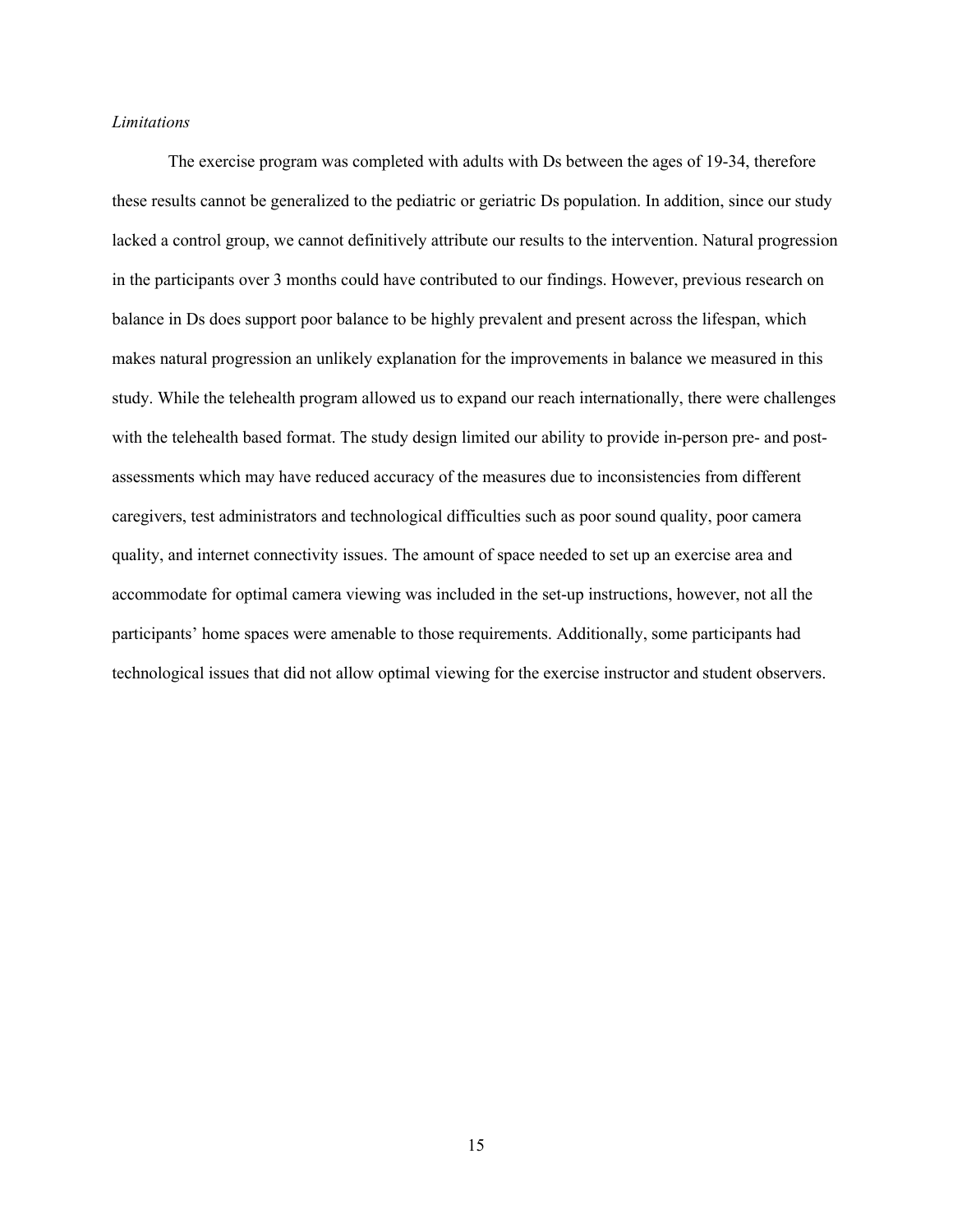*Limitations*

The exercise program was completed with adults with Ds between the ages of 19-34, therefore these results cannot be generalized to the pediatric or geriatric Ds population. In addition, since our study lacked a control group, we cannot definitively attribute our results to the intervention. Natural progression in the participants over 3 months could have contributed to our findings. However, previous research on balance in Ds does support poor balance to be highly prevalent and present across the lifespan, which makes natural progression an unlikely explanation for the improvements in balance we measured in this study. While the telehealth program allowed us to expand our reach internationally, there were challenges with the telehealth based format. The study design limited our ability to provide in-person pre- and post-assessments which may have reduced accuracy of the measures due to inconsistencies from different caregivers, test administrators and technological difficulties such as poor sound quality, poor camera quality, and internet connectivity issues. The amount of space needed to set up an exercise area and accommodate for optimal camera viewing was included in the set-up instructions, however, not all the participants' home spaces were amenable to those requirements. Additionally, some participants had technological issues that did not allow optimal viewing for the exercise instructor and student observers.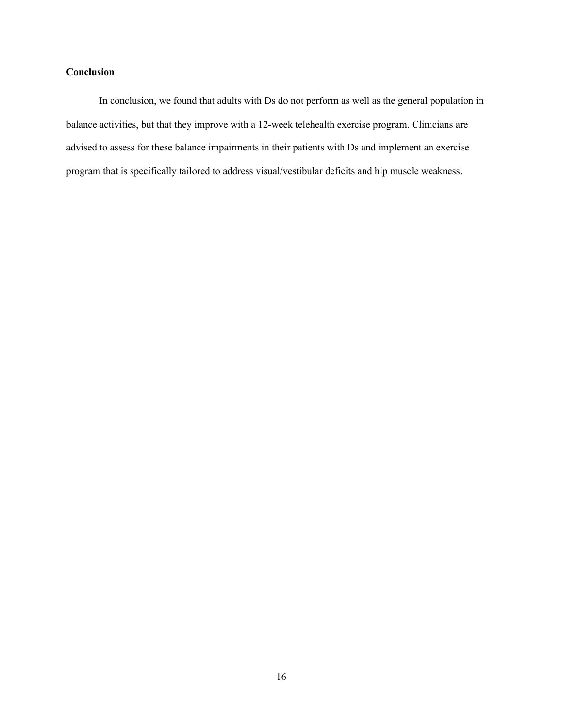## Conclusion

In conclusion, we found that adults with Ds do not perform as well as the general population in balance activities, but that they improve with a 12-week telehealth exercise program. Clinicians are advised to assess for these balance impairments in their patients with Ds and implement an exercise program that is specifically tailored to address visual/vestibular deficits and hip muscle weakness.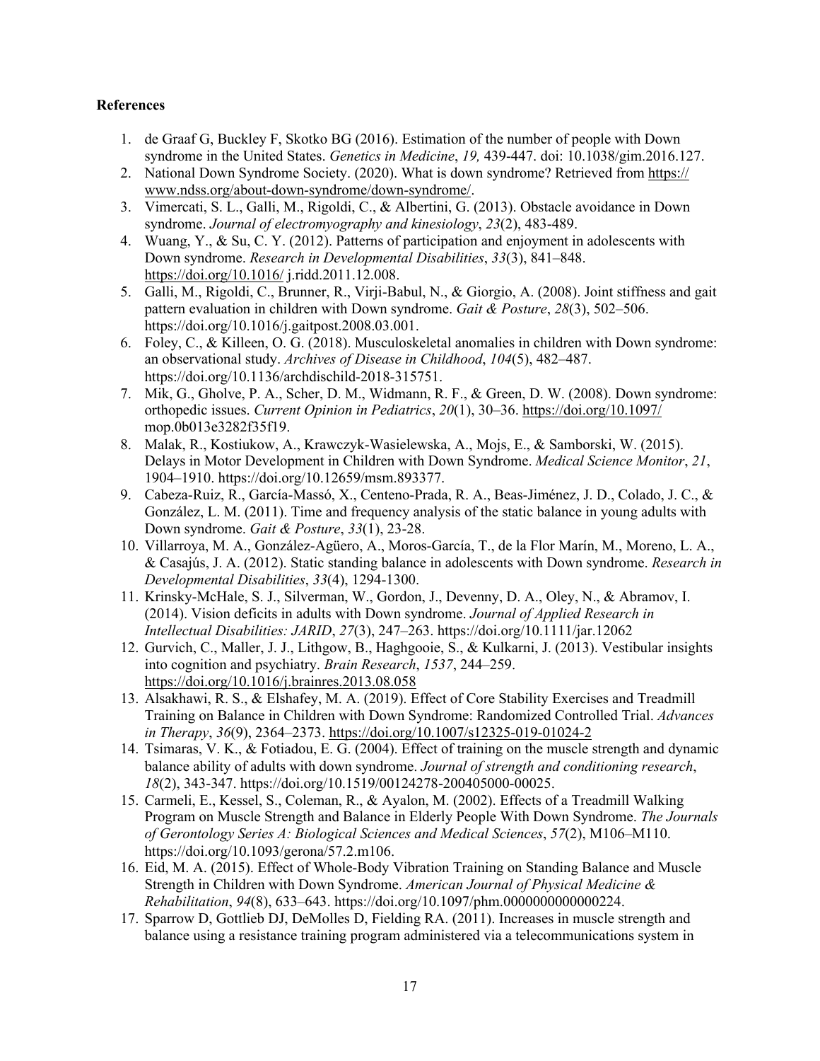**References**

1. de Graaf G, Buckley F, Skotko BG (2016). Estimation of the number of people with Down syndrome in the United States. *Genetics in Medicine*, *19,* 439-447. doi: 10.1038/gim.2016.127.
2. National Down Syndrome Society. (2020). What is down syndrome? Retrieved from https://www.ndss.org/about-down-syndrome/down-syndrome/.
3. Vimercati, S. L., Galli, M., Rigoldi, C., & Albertini, G. (2013). Obstacle avoidance in Down syndrome. *Journal of electromyography and kinesiology*, *23*(2), 483-489.
4. Wuang, Y., & Su, C. Y. (2012). Patterns of participation and enjoyment in adolescents with Down syndrome. *Research in Developmental Disabilities*, *33*(3), 841–848. https://doi.org/10.1016/ j.ridd.2011.12.008.
5. Galli, M., Rigoldi, C., Brunner, R., Virji-Babul, N., & Giorgio, A. (2008). Joint stiffness and gait pattern evaluation in children with Down syndrome. *Gait & Posture*, *28*(3), 502–506. https://doi.org/10.1016/j.gaitpost.2008.03.001.
6. Foley, C., & Killeen, O. G. (2018). Musculoskeletal anomalies in children with Down syndrome: an observational study. *Archives of Disease in Childhood*, *104*(5), 482–487. https://doi.org/10.1136/archdischild-2018-315751.
7. Mik, G., Gholve, P. A., Scher, D. M., Widmann, R. F., & Green, D. W. (2008). Down syndrome: orthopedic issues. *Current Opinion in Pediatrics*, *20*(1), 30–36. https://doi.org/10.1097/ mop.0b013e3282f35f19.
8. Malak, R., Kostiukow, A., Krawczyk-Wasielewska, A., Mojs, E., & Samborski, W. (2015). Delays in Motor Development in Children with Down Syndrome. *Medical Science Monitor*, *21*, 1904–1910. https://doi.org/10.12659/msm.893377.
9. Cabeza-Ruiz, R., García-Massó, X., Centeno-Prada, R. A., Beas-Jiménez, J. D., Colado, J. C., & González, L. M. (2011). Time and frequency analysis of the static balance in young adults with Down syndrome. *Gait & Posture*, *33*(1), 23-28.
10. Villarroya, M. A., González-Agüero, A., Moros-García, T., de la Flor Marín, M., Moreno, L. A., & Casajús, J. A. (2012). Static standing balance in adolescents with Down syndrome. *Research in Developmental Disabilities*, *33*(4), 1294-1300.
11. Krinsky-McHale, S. J., Silverman, W., Gordon, J., Devenny, D. A., Oley, N., & Abramov, I. (2014). Vision deficits in adults with Down syndrome. *Journal of Applied Research in Intellectual Disabilities: JARID*, *27*(3), 247–263. https://doi.org/10.1111/jar.12062
12. Gurvich, C., Maller, J. J., Lithgow, B., Haghgooie, S., & Kulkarni, J. (2013). Vestibular insights into cognition and psychiatry. *Brain Research*, *1537*, 244–259. https://doi.org/10.1016/j.brainres.2013.08.058
13. Alsakhawi, R. S., & Elshafey, M. A. (2019). Effect of Core Stability Exercises and Treadmill Training on Balance in Children with Down Syndrome: Randomized Controlled Trial. *Advances in Therapy*, *36*(9), 2364–2373. https://doi.org/10.1007/s12325-019-01024-2
14. Tsimaras, V. K., & Fotiadou, E. G. (2004). Effect of training on the muscle strength and dynamic balance ability of adults with down syndrome. *Journal of strength and conditioning research*, *18*(2), 343-347. https://doi.org/10.1519/00124278-200405000-00025.
15. Carmeli, E., Kessel, S., Coleman, R., & Ayalon, M. (2002). Effects of a Treadmill Walking Program on Muscle Strength and Balance in Elderly People With Down Syndrome. *The Journals of Gerontology Series A: Biological Sciences and Medical Sciences*, *57*(2), M106–M110. https://doi.org/10.1093/gerona/57.2.m106.
16. Eid, M. A. (2015). Effect of Whole-Body Vibration Training on Standing Balance and Muscle Strength in Children with Down Syndrome. *American Journal of Physical Medicine & Rehabilitation*, *94*(8), 633–643. https://doi.org/10.1097/phm.0000000000000224.
17. Sparrow D, Gottlieb DJ, DeMolles D, Fielding RA. (2011). Increases in muscle strength and balance using a resistance training program administered via a telecommunications system in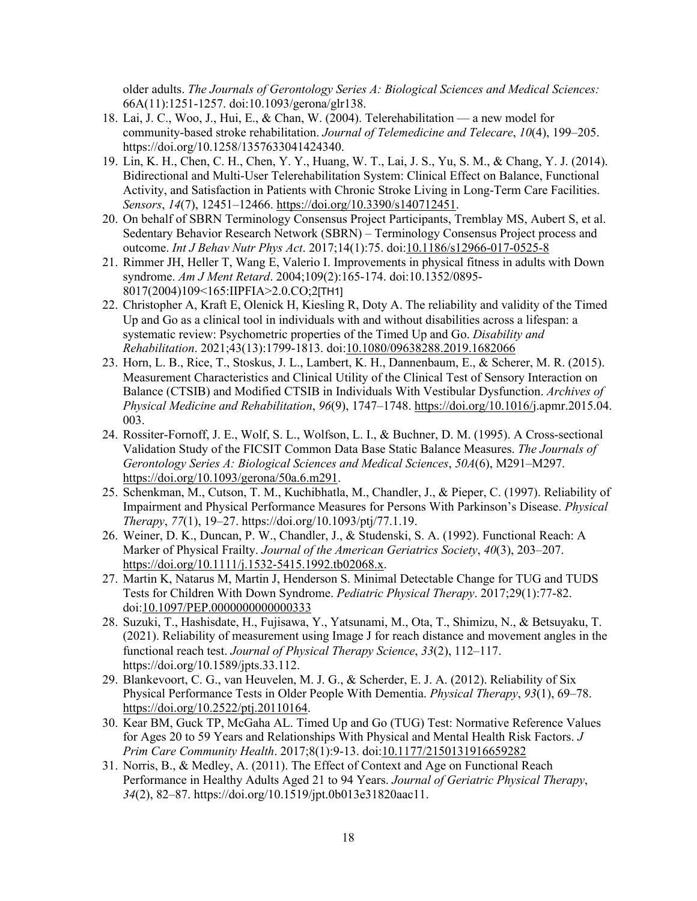older adults. *The Journals of Gerontology Series A: Biological Sciences and Medical Sciences:* 66A(11):1251-1257. doi:10.1093/gerona/glr138.

18. Lai, J. C., Woo, J., Hui, E., & Chan, W. (2004). Telerehabilitation — a new model for community-based stroke rehabilitation. *Journal of Telemedicine and Telecare*, *10*(4), 199–205. https://doi.org/10.1258/1357633041424340.
19. Lin, K. H., Chen, C. H., Chen, Y. Y., Huang, W. T., Lai, J. S., Yu, S. M., & Chang, Y. J. (2014). Bidirectional and Multi-User Telerehabilitation System: Clinical Effect on Balance, Functional Activity, and Satisfaction in Patients with Chronic Stroke Living in Long-Term Care Facilities. *Sensors*, *14*(7), 12451–12466. https://doi.org/10.3390/s140712451.
20. On behalf of SBRN Terminology Consensus Project Participants, Tremblay MS, Aubert S, et al. Sedentary Behavior Research Network (SBRN) – Terminology Consensus Project process and outcome. *Int J Behav Nutr Phys Act*. 2017;14(1):75. doi:10.1186/s12966-017-0525-8
21. Rimmer JH, Heller T, Wang E, Valerio I. Improvements in physical fitness in adults with Down syndrome. *Am J Ment Retard*. 2004;109(2):165-174. doi:10.1352/0895-8017(2004)109<165:IIPFIA>2.0.CO;2[TH1]
22. Christopher A, Kraft E, Olenick H, Kiesling R, Doty A. The reliability and validity of the Timed Up and Go as a clinical tool in individuals with and without disabilities across a lifespan: a systematic review: Psychometric properties of the Timed Up and Go. *Disability and Rehabilitation*. 2021;43(13):1799-1813. doi:10.1080/09638288.2019.1682066
23. Horn, L. B., Rice, T., Stoskus, J. L., Lambert, K. H., Dannenbaum, E., & Scherer, M. R. (2015). Measurement Characteristics and Clinical Utility of the Clinical Test of Sensory Interaction on Balance (CTSIB) and Modified CTSIB in Individuals With Vestibular Dysfunction. *Archives of Physical Medicine and Rehabilitation*, *96*(9), 1747–1748. https://doi.org/10.1016/j.apmr.2015.04.003.
24. Rossiter-Fornoff, J. E., Wolf, S. L., Wolfson, L. I., & Buchner, D. M. (1995). A Cross-sectional Validation Study of the FICSIT Common Data Base Static Balance Measures. *The Journals of Gerontology Series A: Biological Sciences and Medical Sciences*, *50A*(6), M291–M297. https://doi.org/10.1093/gerona/50a.6.m291.
25. Schenkman, M., Cutson, T. M., Kuchibhatla, M., Chandler, J., & Pieper, C. (1997). Reliability of Impairment and Physical Performance Measures for Persons With Parkinson's Disease. *Physical Therapy*, *77*(1), 19–27. https://doi.org/10.1093/ptj/77.1.19.
26. Weiner, D. K., Duncan, P. W., Chandler, J., & Studenski, S. A. (1992). Functional Reach: A Marker of Physical Frailty. *Journal of the American Geriatrics Society*, *40*(3), 203–207. https://doi.org/10.1111/j.1532-5415.1992.tb02068.x.
27. Martin K, Natarus M, Martin J, Henderson S. Minimal Detectable Change for TUG and TUDS Tests for Children With Down Syndrome. *Pediatric Physical Therapy*. 2017;29(1):77-82. doi:10.1097/PEP.0000000000000333
28. Suzuki, T., Hashidsdate, H., Fujisawa, Y., Yatsunami, M., Ota, T., Shimizu, N., & Betsuyaku, T. (2021). Reliability of measurement using Image J for reach distance and movement angles in the functional reach test. *Journal of Physical Therapy Science*, *33*(2), 112–117. https://doi.org/10.1589/jpts.33.112.
29. Blankevoort, C. G., van Heuvelen, M. J. G., & Scherder, E. J. A. (2012). Reliability of Six Physical Performance Tests in Older People With Dementia. *Physical Therapy*, *93*(1), 69–78. https://doi.org/10.2522/ptj.20110164.
30. Kear BM, Guck TP, McGaha AL. Timed Up and Go (TUG) Test: Normative Reference Values for Ages 20 to 59 Years and Relationships With Physical and Mental Health Risk Factors. *J Prim Care Community Health*. 2017;8(1):9-13. doi:10.1177/2150131916659282
31. Norris, B., & Medley, A. (2011). The Effect of Context and Age on Functional Reach Performance in Healthy Adults Aged 21 to 94 Years. *Journal of Geriatric Physical Therapy*, *34*(2), 82–87. https://doi.org/10.1519/jpt.0b013e31820aac11.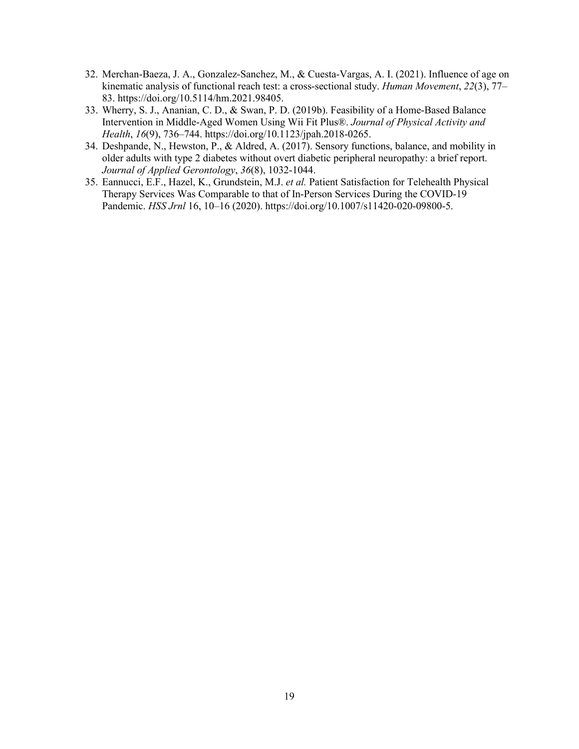32. Merchan-Baeza, J. A., Gonzalez-Sanchez, M., & Cuesta-Vargas, A. I. (2021). Influence of age on kinematic analysis of functional reach test: a cross-sectional study. *Human Movement*, *22*(3), 77–83. https://doi.org/10.5114/hm.2021.98405.
33. Wherry, S. J., Ananian, C. D., & Swan, P. D. (2019b). Feasibility of a Home-Based Balance Intervention in Middle-Aged Women Using Wii Fit Plus®. *Journal of Physical Activity and Health*, *16*(9), 736–744. https://doi.org/10.1123/jpah.2018-0265.
34. Deshpande, N., Hewston, P., & Aldred, A. (2017). Sensory functions, balance, and mobility in older adults with type 2 diabetes without overt diabetic peripheral neuropathy: a brief report. *Journal of Applied Gerontology*, *36*(8), 1032-1044.
35. Eannucci, E.F., Hazel, K., Grundstein, M.J. *et al.* Patient Satisfaction for Telehealth Physical Therapy Services Was Comparable to that of In-Person Services During the COVID-19 Pandemic. *HSS Jrnl* 16, 10–16 (2020). https://doi.org/10.1007/s11420-020-09800-5.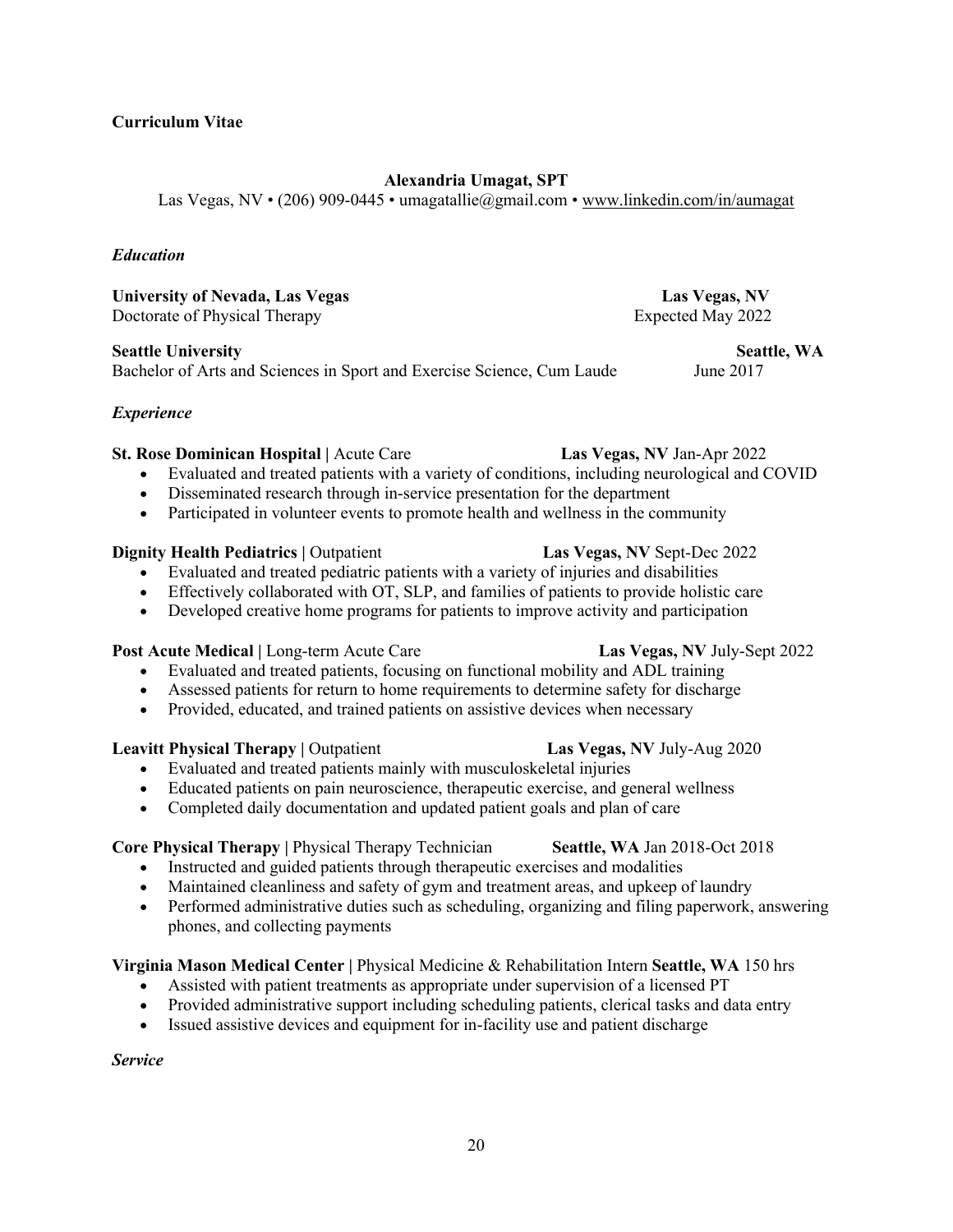**Curriculum Vitae**

**Alexandria Umagat, SPT**

Las Vegas, NV • (206) 909-0445 • umagatallie@gmail.com • www.linkedin.com/in/aumagat

*Education*

**University of Nevada, Las Vegas** — **Las Vegas, NV**
Doctorate of Physical Therapy — Expected May 2022

**Seattle University** — **Seattle, WA**
Bachelor of Arts and Sciences in Sport and Exercise Science, Cum Laude — June 2017

*Experience*

**St. Rose Dominican Hospital |** Acute Care — **Las Vegas, NV** Jan-Apr 2022

- Evaluated and treated patients with a variety of conditions, including neurological and COVID
- Disseminated research through in-service presentation for the department
- Participated in volunteer events to promote health and wellness in the community

**Dignity Health Pediatrics |** Outpatient — **Las Vegas, NV** Sept-Dec 2022

- Evaluated and treated pediatric patients with a variety of injuries and disabilities
- Effectively collaborated with OT, SLP, and families of patients to provide holistic care
- Developed creative home programs for patients to improve activity and participation

**Post Acute Medical |** Long-term Acute Care — **Las Vegas, NV** July-Sept 2022

- Evaluated and treated patients, focusing on functional mobility and ADL training
- Assessed patients for return to home requirements to determine safety for discharge
- Provided, educated, and trained patients on assistive devices when necessary

**Leavitt Physical Therapy |** Outpatient — **Las Vegas, NV** July-Aug 2020

- Evaluated and treated patients mainly with musculoskeletal injuries
- Educated patients on pain neuroscience, therapeutic exercise, and general wellness
- Completed daily documentation and updated patient goals and plan of care

**Core Physical Therapy |** Physical Therapy Technician — **Seattle, WA** Jan 2018-Oct 2018

- Instructed and guided patients through therapeutic exercises and modalities
- Maintained cleanliness and safety of gym and treatment areas, and upkeep of laundry
- Performed administrative duties such as scheduling, organizing and filing paperwork, answering phones, and collecting payments

**Virginia Mason Medical Center |** Physical Medicine & Rehabilitation Intern **Seattle, WA** 150 hrs

- Assisted with patient treatments as appropriate under supervision of a licensed PT
- Provided administrative support including scheduling patients, clerical tasks and data entry
- Issued assistive devices and equipment for in-facility use and patient discharge

*Service*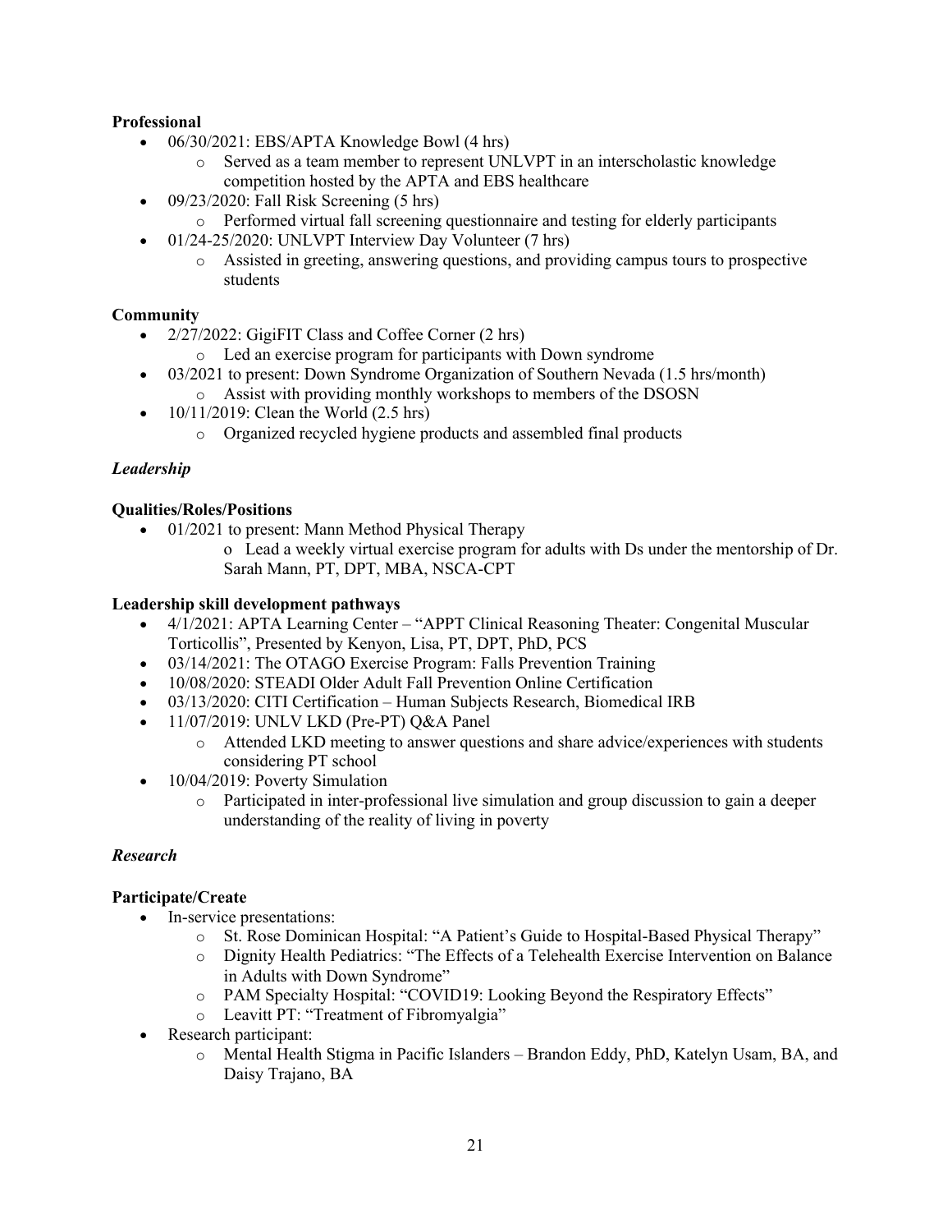**Professional**

- 06/30/2021: EBS/APTA Knowledge Bowl (4 hrs)
    - Served as a team member to represent UNLVPT in an interscholastic knowledge competition hosted by the APTA and EBS healthcare
- 09/23/2020: Fall Risk Screening (5 hrs)
    - Performed virtual fall screening questionnaire and testing for elderly participants
- 01/24-25/2020: UNLVPT Interview Day Volunteer (7 hrs)
    - Assisted in greeting, answering questions, and providing campus tours to prospective students

**Community**

- 2/27/2022: GigiFIT Class and Coffee Corner (2 hrs)
    - Led an exercise program for participants with Down syndrome
- 03/2021 to present: Down Syndrome Organization of Southern Nevada (1.5 hrs/month)
    - Assist with providing monthly workshops to members of the DSOSN
- 10/11/2019: Clean the World (2.5 hrs)
    - Organized recycled hygiene products and assembled final products

*Leadership*

**Qualities/Roles/Positions**

- 01/2021 to present: Mann Method Physical Therapy
    - Lead a weekly virtual exercise program for adults with Ds under the mentorship of Dr. Sarah Mann, PT, DPT, MBA, NSCA-CPT

**Leadership skill development pathways**

- 4/1/2021: APTA Learning Center – "APPT Clinical Reasoning Theater: Congenital Muscular Torticollis", Presented by Kenyon, Lisa, PT, DPT, PhD, PCS
- 03/14/2021: The OTAGO Exercise Program: Falls Prevention Training
- 10/08/2020: STEADI Older Adult Fall Prevention Online Certification
- 03/13/2020: CITI Certification – Human Subjects Research, Biomedical IRB
- 11/07/2019: UNLV LKD (Pre-PT) Q&A Panel
    - Attended LKD meeting to answer questions and share advice/experiences with students considering PT school
- 10/04/2019: Poverty Simulation
    - Participated in inter-professional live simulation and group discussion to gain a deeper understanding of the reality of living in poverty

*Research*

**Participate/Create**

- In-service presentations:
    - St. Rose Dominican Hospital: "A Patient's Guide to Hospital-Based Physical Therapy"
    - Dignity Health Pediatrics: "The Effects of a Telehealth Exercise Intervention on Balance in Adults with Down Syndrome"
    - PAM Specialty Hospital: "COVID19: Looking Beyond the Respiratory Effects"
    - Leavitt PT: "Treatment of Fibromyalgia"
- Research participant:
    - Mental Health Stigma in Pacific Islanders – Brandon Eddy, PhD, Katelyn Usam, BA, and Daisy Trajano, BA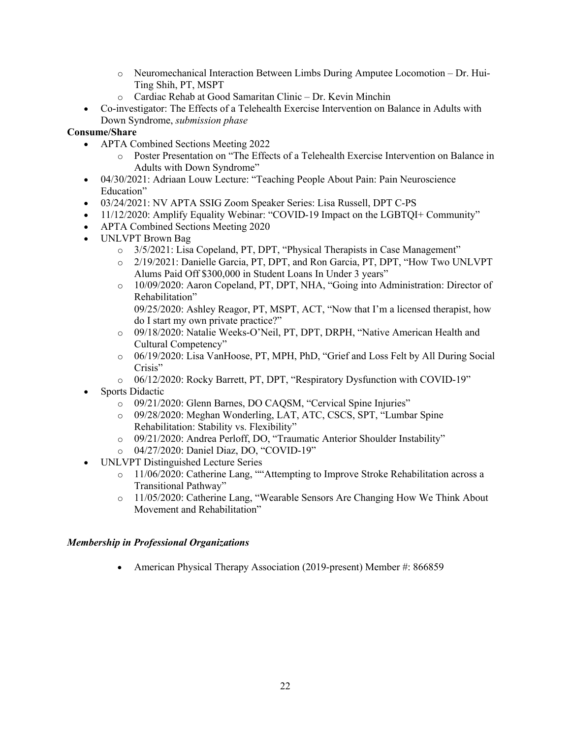- Neuromechanical Interaction Between Limbs During Amputee Locomotion – Dr. Hui-Ting Shih, PT, MSPT
  - Cardiac Rehab at Good Samaritan Clinic – Dr. Kevin Minchin
- Co-investigator: The Effects of a Telehealth Exercise Intervention on Balance in Adults with Down Syndrome, *submission phase*

**Consume/Share**

- APTA Combined Sections Meeting 2022
  - Poster Presentation on "The Effects of a Telehealth Exercise Intervention on Balance in Adults with Down Syndrome"
- 04/30/2021: Adriaan Louw Lecture: "Teaching People About Pain: Pain Neuroscience Education"
- 03/24/2021: NV APTA SSIG Zoom Speaker Series: Lisa Russell, DPT C-PS
- 11/12/2020: Amplify Equality Webinar: "COVID-19 Impact on the LGBTQI+ Community"
- APTA Combined Sections Meeting 2020
- UNLVPT Brown Bag
  - 3/5/2021: Lisa Copeland, PT, DPT, "Physical Therapists in Case Management"
  - 2/19/2021: Danielle Garcia, PT, DPT, and Ron Garcia, PT, DPT, "How Two UNLVPT Alums Paid Off $300,000 in Student Loans In Under 3 years"
  - 10/09/2020: Aaron Copeland, PT, DPT, NHA, "Going into Administration: Director of Rehabilitation"
    09/25/2020: Ashley Reagor, PT, MSPT, ACT, "Now that I'm a licensed therapist, how do I start my own private practice?"
  - 09/18/2020: Natalie Weeks-O'Neil, PT, DPT, DRPH, "Native American Health and Cultural Competency"
  - 06/19/2020: Lisa VanHoose, PT, MPH, PhD, "Grief and Loss Felt by All During Social Crisis"
  - 06/12/2020: Rocky Barrett, PT, DPT, "Respiratory Dysfunction with COVID-19"
- Sports Didactic
  - 09/21/2020: Glenn Barnes, DO CAQSM, "Cervical Spine Injuries"
  - 09/28/2020: Meghan Wonderling, LAT, ATC, CSCS, SPT, "Lumbar Spine Rehabilitation: Stability vs. Flexibility"
  - 09/21/2020: Andrea Perloff, DO, "Traumatic Anterior Shoulder Instability"
  - 04/27/2020: Daniel Diaz, DO, "COVID-19"
- UNLVPT Distinguished Lecture Series
  - 11/06/2020: Catherine Lang, ""Attempting to Improve Stroke Rehabilitation across a Transitional Pathway"
  - 11/05/2020: Catherine Lang, "Wearable Sensors Are Changing How We Think About Movement and Rehabilitation"

***Membership in Professional Organizations***

- American Physical Therapy Association (2019-present) Member #: 866859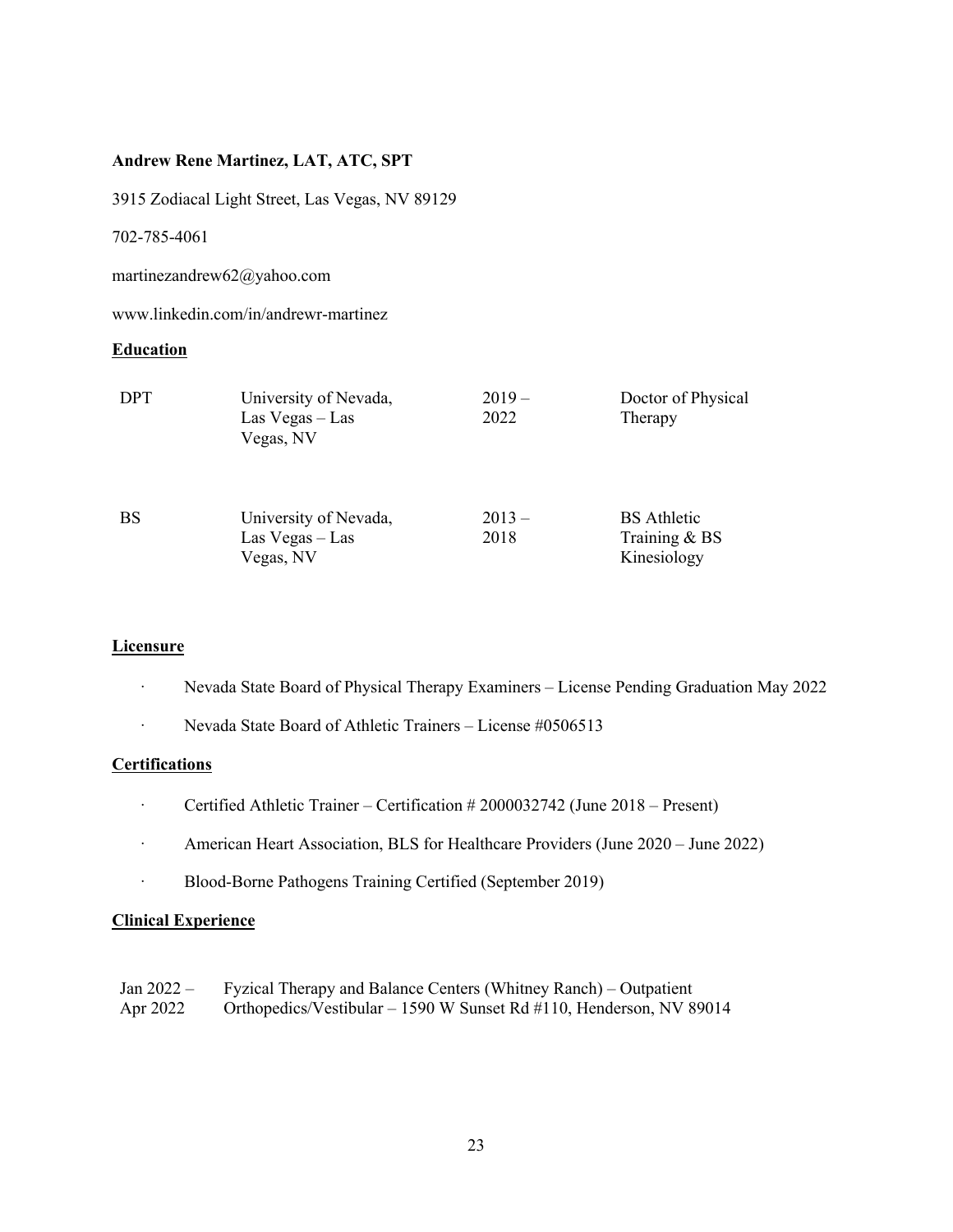**Andrew Rene Martinez, LAT, ATC, SPT**

3915 Zodiacal Light Street, Las Vegas, NV 89129

702-785-4061

martinezandrew62@yahoo.com

www.linkedin.com/in/andrewr-martinez

**Education**

| | | | |
|---|---|---|---|
| DPT | University of Nevada, Las Vegas – Las Vegas, NV | 2019 – 2022 | Doctor of Physical Therapy |
| BS | University of Nevada, Las Vegas – Las Vegas, NV | 2013 – 2018 | BS Athletic Training & BS Kinesiology |

**Licensure**

- Nevada State Board of Physical Therapy Examiners – License Pending Graduation May 2022
- Nevada State Board of Athletic Trainers – License #0506513

**Certifications**

- Certified Athletic Trainer – Certification # 2000032742 (June 2018 – Present)
- American Heart Association, BLS for Healthcare Providers (June 2020 – June 2022)
- Blood-Borne Pathogens Training Certified (September 2019)

**Clinical Experience**

| | |
|---|---|
| Jan 2022 – Apr 2022 | Fyzical Therapy and Balance Centers (Whitney Ranch) – Outpatient Orthopedics/Vestibular – 1590 W Sunset Rd #110, Henderson, NV 89014 |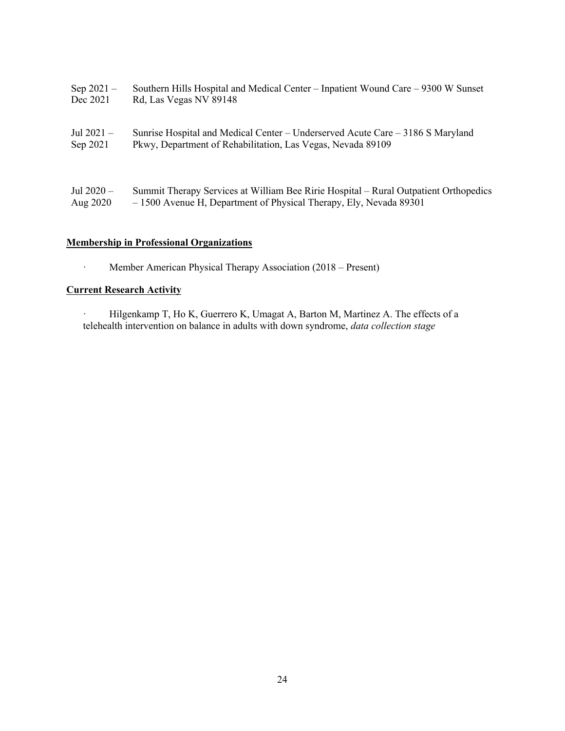Sep 2021 – Dec 2021 Southern Hills Hospital and Medical Center – Inpatient Wound Care – 9300 W Sunset Rd, Las Vegas NV 89148

Jul 2021 – Sep 2021 Sunrise Hospital and Medical Center – Underserved Acute Care – 3186 S Maryland Pkwy, Department of Rehabilitation, Las Vegas, Nevada 89109

Jul 2020 – Aug 2020 Summit Therapy Services at William Bee Ririe Hospital – Rural Outpatient Orthopedics – 1500 Avenue H, Department of Physical Therapy, Ely, Nevada 89301

**Membership in Professional Organizations**

- Member American Physical Therapy Association (2018 – Present)

**Current Research Activity**

- Hilgenkamp T, Ho K, Guerrero K, Umagat A, Barton M, Martinez A. The effects of a telehealth intervention on balance in adults with down syndrome, *data collection stage*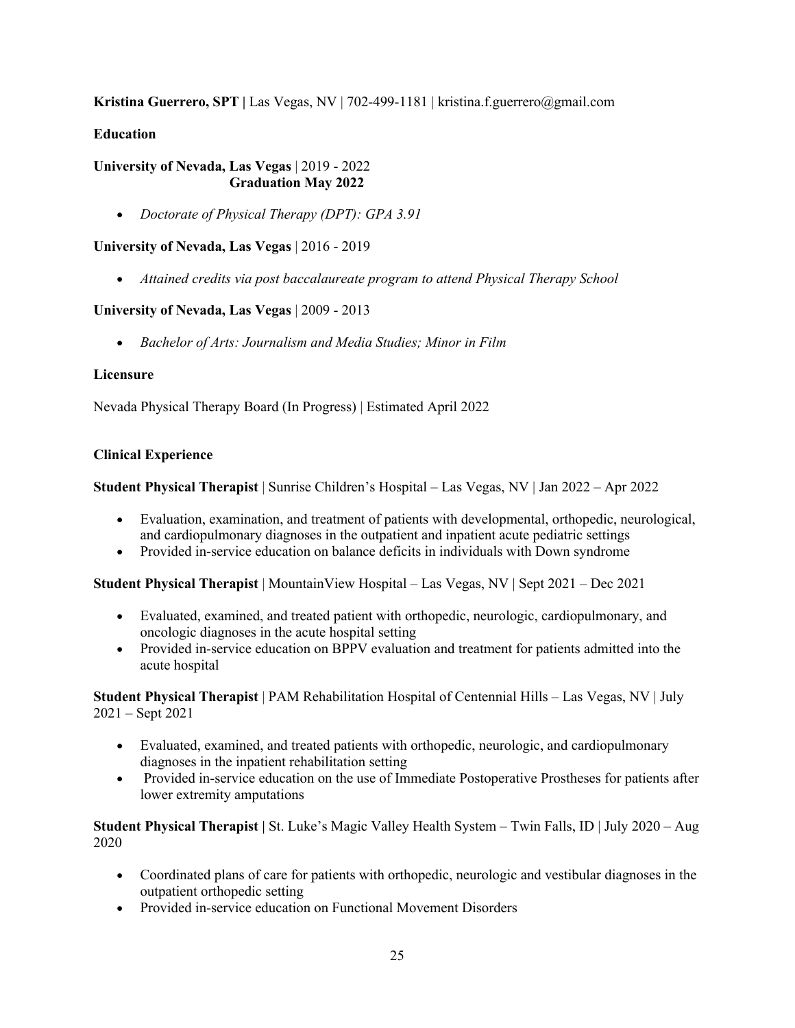**Kristina Guerrero, SPT |** Las Vegas, NV | 702-499-1181 | kristina.f.guerrero@gmail.com

**Education**

**University of Nevada, Las Vegas** | 2019 - 2022
**Graduation May 2022**

- *Doctorate of Physical Therapy (DPT): GPA 3.91*

**University of Nevada, Las Vegas** | 2016 - 2019

- *Attained credits via post baccalaureate program to attend Physical Therapy School*

**University of Nevada, Las Vegas** | 2009 - 2013

- *Bachelor of Arts: Journalism and Media Studies; Minor in Film*

**Licensure**

Nevada Physical Therapy Board (In Progress) | Estimated April 2022

**Clinical Experience**

**Student Physical Therapist** | Sunrise Children's Hospital – Las Vegas, NV | Jan 2022 – Apr 2022

- Evaluation, examination, and treatment of patients with developmental, orthopedic, neurological, and cardiopulmonary diagnoses in the outpatient and inpatient acute pediatric settings
- Provided in-service education on balance deficits in individuals with Down syndrome

**Student Physical Therapist** | MountainView Hospital – Las Vegas, NV | Sept 2021 – Dec 2021

- Evaluated, examined, and treated patient with orthopedic, neurologic, cardiopulmonary, and oncologic diagnoses in the acute hospital setting
- Provided in-service education on BPPV evaluation and treatment for patients admitted into the acute hospital

**Student Physical Therapist** | PAM Rehabilitation Hospital of Centennial Hills – Las Vegas, NV | July 2021 – Sept 2021

- Evaluated, examined, and treated patients with orthopedic, neurologic, and cardiopulmonary diagnoses in the inpatient rehabilitation setting
- Provided in-service education on the use of Immediate Postoperative Prostheses for patients after lower extremity amputations

**Student Physical Therapist |** St. Luke's Magic Valley Health System – Twin Falls, ID | July 2020 – Aug 2020

- Coordinated plans of care for patients with orthopedic, neurologic and vestibular diagnoses in the outpatient orthopedic setting
- Provided in-service education on Functional Movement Disorders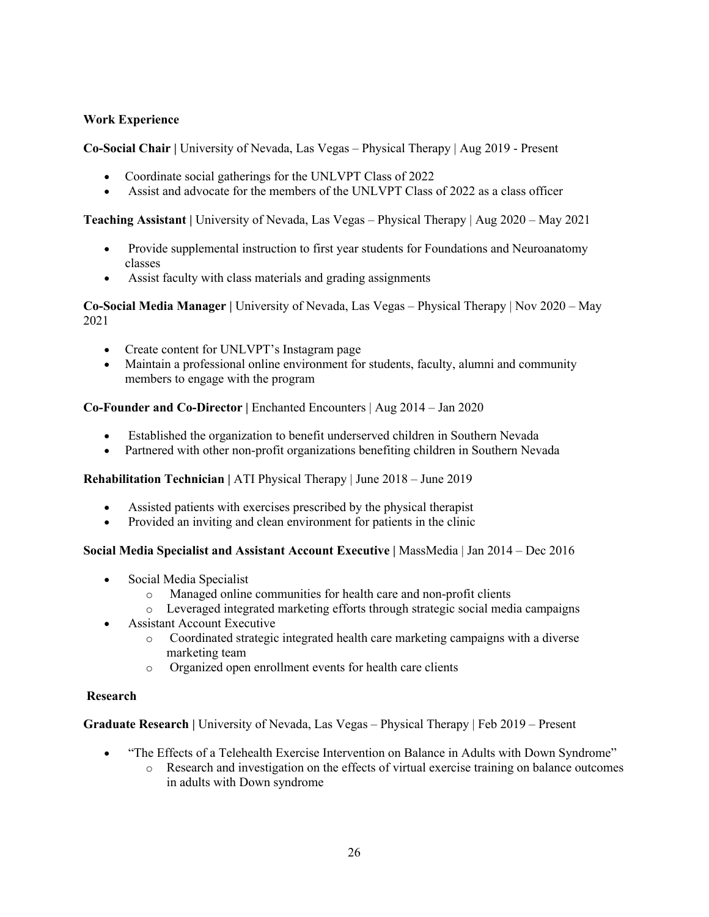## Work Experience

**Co-Social Chair |** University of Nevada, Las Vegas – Physical Therapy | Aug 2019 - Present

- Coordinate social gatherings for the UNLVPT Class of 2022
- Assist and advocate for the members of the UNLVPT Class of 2022 as a class officer

**Teaching Assistant |** University of Nevada, Las Vegas – Physical Therapy | Aug 2020 – May 2021

- Provide supplemental instruction to first year students for Foundations and Neuroanatomy classes
- Assist faculty with class materials and grading assignments

**Co-Social Media Manager |** University of Nevada, Las Vegas – Physical Therapy | Nov 2020 – May 2021

- Create content for UNLVPT's Instagram page
- Maintain a professional online environment for students, faculty, alumni and community members to engage with the program

**Co-Founder and Co-Director |** Enchanted Encounters | Aug 2014 – Jan 2020

- Established the organization to benefit underserved children in Southern Nevada
- Partnered with other non-profit organizations benefiting children in Southern Nevada

**Rehabilitation Technician |** ATI Physical Therapy | June 2018 – June 2019

- Assisted patients with exercises prescribed by the physical therapist
- Provided an inviting and clean environment for patients in the clinic

**Social Media Specialist and Assistant Account Executive |** MassMedia | Jan 2014 – Dec 2016

- Social Media Specialist
    - Managed online communities for health care and non-profit clients
    - Leveraged integrated marketing efforts through strategic social media campaigns
- Assistant Account Executive
    - Coordinated strategic integrated health care marketing campaigns with a diverse marketing team
    - Organized open enrollment events for health care clients

## Research

**Graduate Research |** University of Nevada, Las Vegas – Physical Therapy | Feb 2019 – Present

- "The Effects of a Telehealth Exercise Intervention on Balance in Adults with Down Syndrome"
    - Research and investigation on the effects of virtual exercise training on balance outcomes in adults with Down syndrome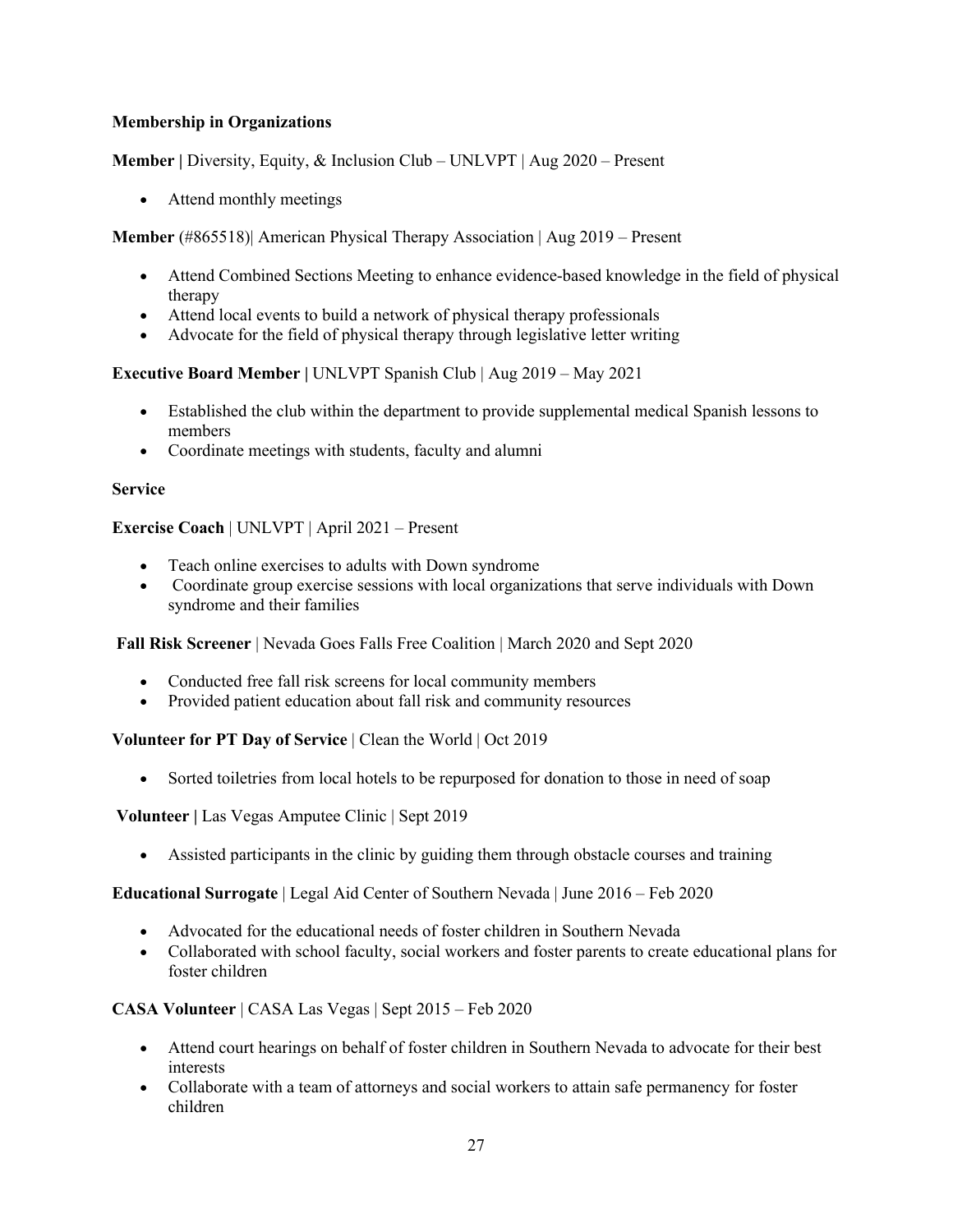**Membership in Organizations**

**Member |** Diversity, Equity, & Inclusion Club – UNLVPT | Aug 2020 – Present

- Attend monthly meetings

**Member** (#865518)| American Physical Therapy Association | Aug 2019 – Present

- Attend Combined Sections Meeting to enhance evidence-based knowledge in the field of physical therapy
- Attend local events to build a network of physical therapy professionals
- Advocate for the field of physical therapy through legislative letter writing

**Executive Board Member |** UNLVPT Spanish Club | Aug 2019 – May 2021

- Established the club within the department to provide supplemental medical Spanish lessons to members
- Coordinate meetings with students, faculty and alumni

**Service**

**Exercise Coach** | UNLVPT | April 2021 – Present

- Teach online exercises to adults with Down syndrome
- Coordinate group exercise sessions with local organizations that serve individuals with Down syndrome and their families

**Fall Risk Screener** | Nevada Goes Falls Free Coalition | March 2020 and Sept 2020

- Conducted free fall risk screens for local community members
- Provided patient education about fall risk and community resources

**Volunteer for PT Day of Service** | Clean the World | Oct 2019

- Sorted toiletries from local hotels to be repurposed for donation to those in need of soap

**Volunteer |** Las Vegas Amputee Clinic | Sept 2019

- Assisted participants in the clinic by guiding them through obstacle courses and training

**Educational Surrogate** | Legal Aid Center of Southern Nevada | June 2016 – Feb 2020

- Advocated for the educational needs of foster children in Southern Nevada
- Collaborated with school faculty, social workers and foster parents to create educational plans for foster children

**CASA Volunteer** | CASA Las Vegas | Sept 2015 – Feb 2020

- Attend court hearings on behalf of foster children in Southern Nevada to advocate for their best interests
- Collaborate with a team of attorneys and social workers to attain safe permanency for foster children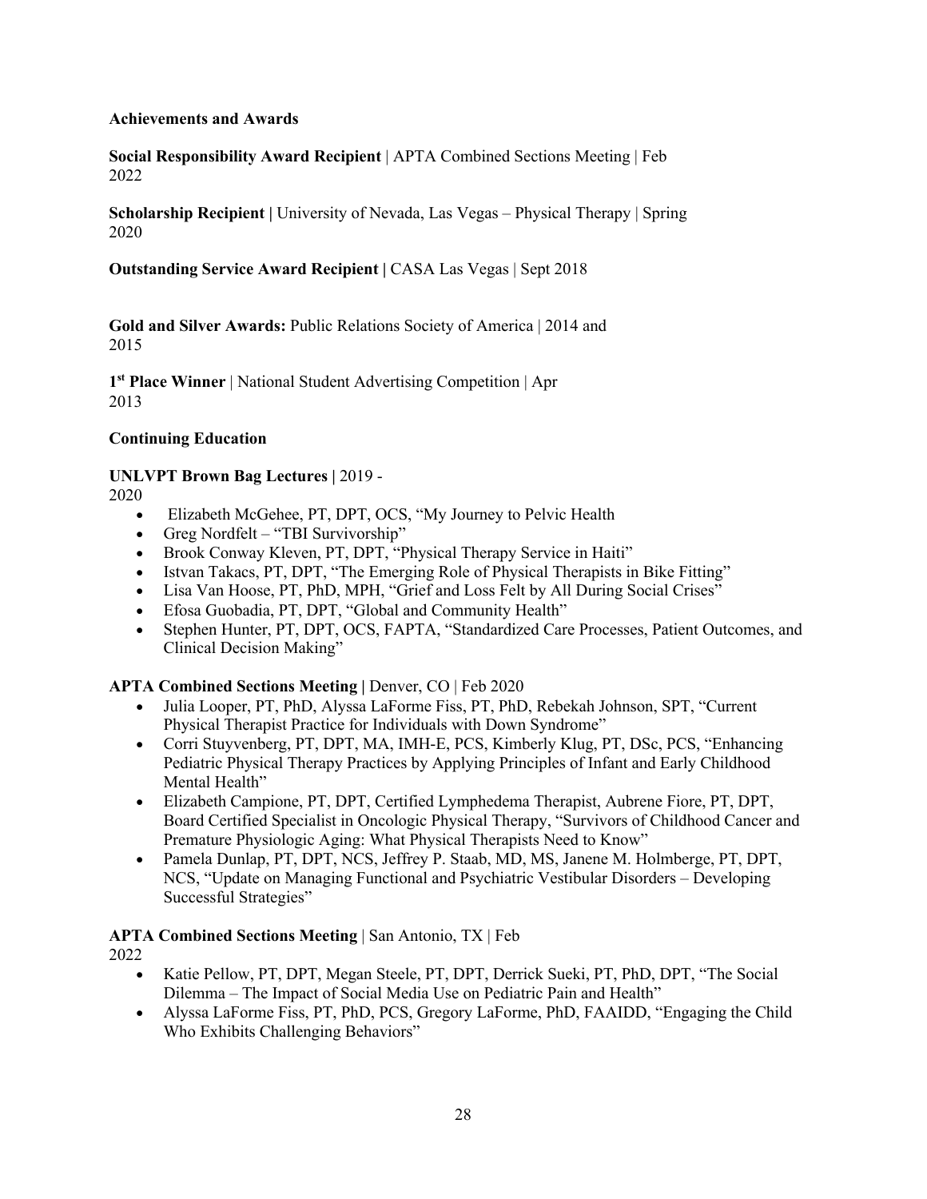**Achievements and Awards**

**Social Responsibility Award Recipient** | APTA Combined Sections Meeting | Feb 2022

**Scholarship Recipient |** University of Nevada, Las Vegas – Physical Therapy | Spring 2020

**Outstanding Service Award Recipient |** CASA Las Vegas | Sept 2018

**Gold and Silver Awards:** Public Relations Society of America | 2014 and 2015

**1st Place Winner** | National Student Advertising Competition | Apr 2013

**Continuing Education**

**UNLVPT Brown Bag Lectures |** 2019 - 2020

- Elizabeth McGehee, PT, DPT, OCS, "My Journey to Pelvic Health
- Greg Nordfelt – "TBI Survivorship"
- Brook Conway Kleven, PT, DPT, "Physical Therapy Service in Haiti"
- Istvan Takacs, PT, DPT, "The Emerging Role of Physical Therapists in Bike Fitting"
- Lisa Van Hoose, PT, PhD, MPH, "Grief and Loss Felt by All During Social Crises"
- Efosa Guobadia, PT, DPT, "Global and Community Health"
- Stephen Hunter, PT, DPT, OCS, FAPTA, "Standardized Care Processes, Patient Outcomes, and Clinical Decision Making"

**APTA Combined Sections Meeting |** Denver, CO | Feb 2020

- Julia Looper, PT, PhD, Alyssa LaForme Fiss, PT, PhD, Rebekah Johnson, SPT, "Current Physical Therapist Practice for Individuals with Down Syndrome"
- Corri Stuyvenberg, PT, DPT, MA, IMH-E, PCS, Kimberly Klug, PT, DSc, PCS, "Enhancing Pediatric Physical Therapy Practices by Applying Principles of Infant and Early Childhood Mental Health"
- Elizabeth Campione, PT, DPT, Certified Lymphedema Therapist, Aubrene Fiore, PT, DPT, Board Certified Specialist in Oncologic Physical Therapy, "Survivors of Childhood Cancer and Premature Physiologic Aging: What Physical Therapists Need to Know"
- Pamela Dunlap, PT, DPT, NCS, Jeffrey P. Staab, MD, MS, Janene M. Holmberge, PT, DPT, NCS, "Update on Managing Functional and Psychiatric Vestibular Disorders – Developing Successful Strategies"

**APTA Combined Sections Meeting** | San Antonio, TX | Feb 2022

- Katie Pellow, PT, DPT, Megan Steele, PT, DPT, Derrick Sueki, PT, PhD, DPT, "The Social Dilemma – The Impact of Social Media Use on Pediatric Pain and Health"
- Alyssa LaForme Fiss, PT, PhD, PCS, Gregory LaForme, PhD, FAAIDD, "Engaging the Child Who Exhibits Challenging Behaviors"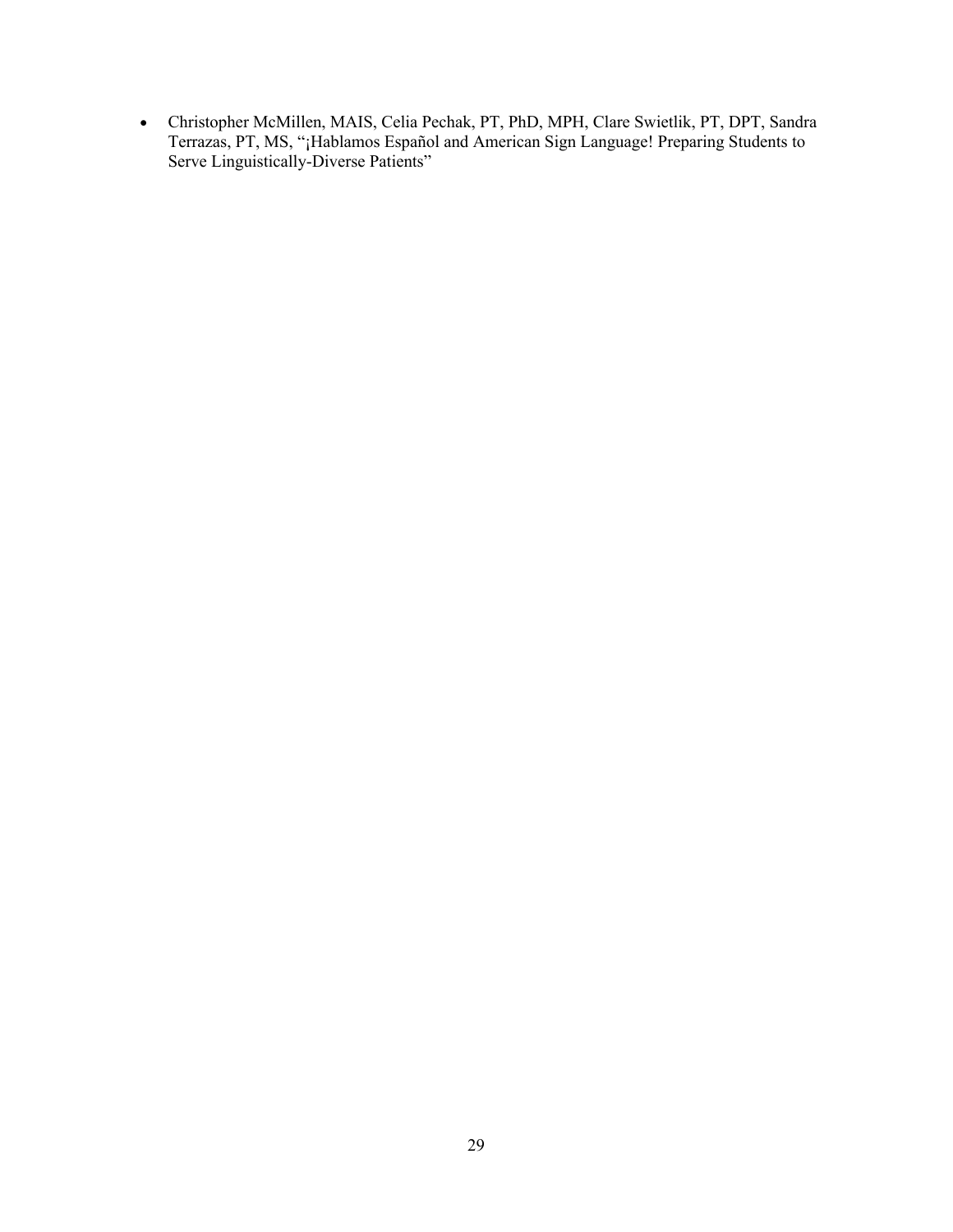- Christopher McMillen, MAIS, Celia Pechak, PT, PhD, MPH, Clare Swietlik, PT, DPT, Sandra Terrazas, PT, MS, "¡Hablamos Español and American Sign Language! Preparing Students to Serve Linguistically-Diverse Patients"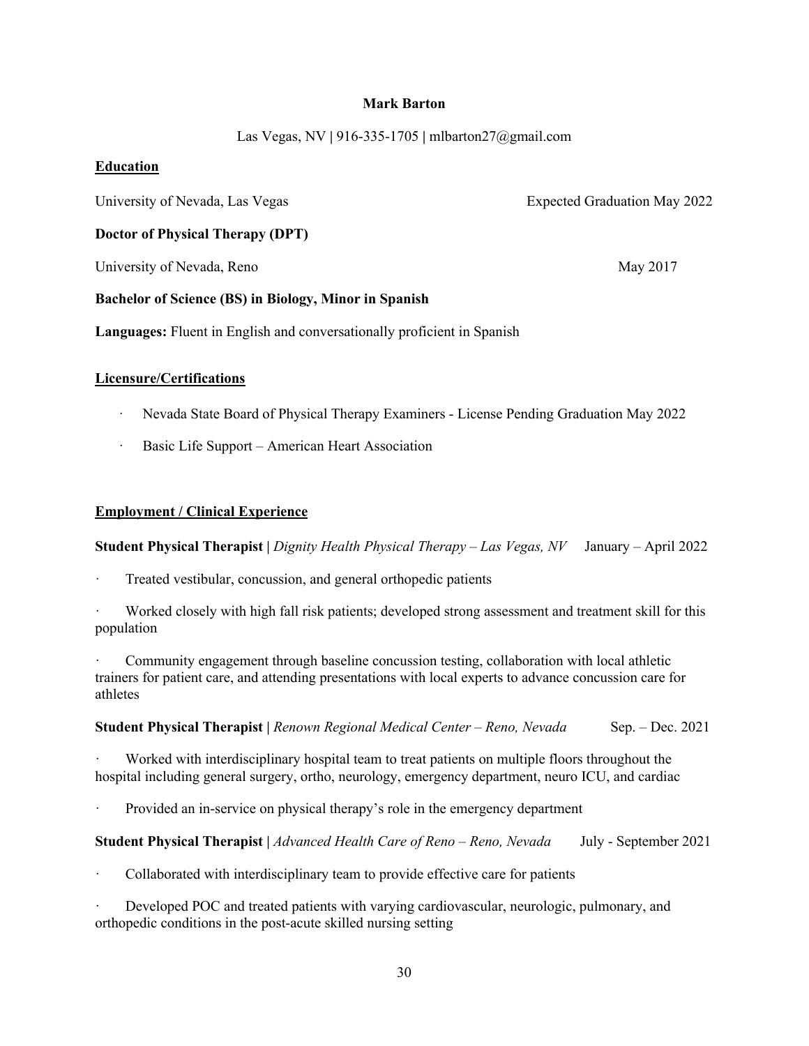**Mark Barton**

Las Vegas, NV | 916-335-1705 | mlbarton27@gmail.com

## Education

University of Nevada, Las Vegas — Expected Graduation May 2022

**Doctor of Physical Therapy (DPT)**

University of Nevada, Reno — May 2017

**Bachelor of Science (BS) in Biology, Minor in Spanish**

**Languages:** Fluent in English and conversationally proficient in Spanish

## Licensure/Certifications

- Nevada State Board of Physical Therapy Examiners - License Pending Graduation May 2022
- Basic Life Support – American Heart Association

## Employment / Clinical Experience

**Student Physical Therapist |** *Dignity Health Physical Therapy – Las Vegas, NV* — January – April 2022

- Treated vestibular, concussion, and general orthopedic patients
- Worked closely with high fall risk patients; developed strong assessment and treatment skill for this population
- Community engagement through baseline concussion testing, collaboration with local athletic trainers for patient care, and attending presentations with local experts to advance concussion care for athletes

**Student Physical Therapist |** *Renown Regional Medical Center – Reno, Nevada* — Sep. – Dec. 2021

- Worked with interdisciplinary hospital team to treat patients on multiple floors throughout the hospital including general surgery, ortho, neurology, emergency department, neuro ICU, and cardiac
- Provided an in-service on physical therapy's role in the emergency department

**Student Physical Therapist |** *Advanced Health Care of Reno – Reno, Nevada* — July - September 2021

- Collaborated with interdisciplinary team to provide effective care for patients
- Developed POC and treated patients with varying cardiovascular, neurologic, pulmonary, and orthopedic conditions in the post-acute skilled nursing setting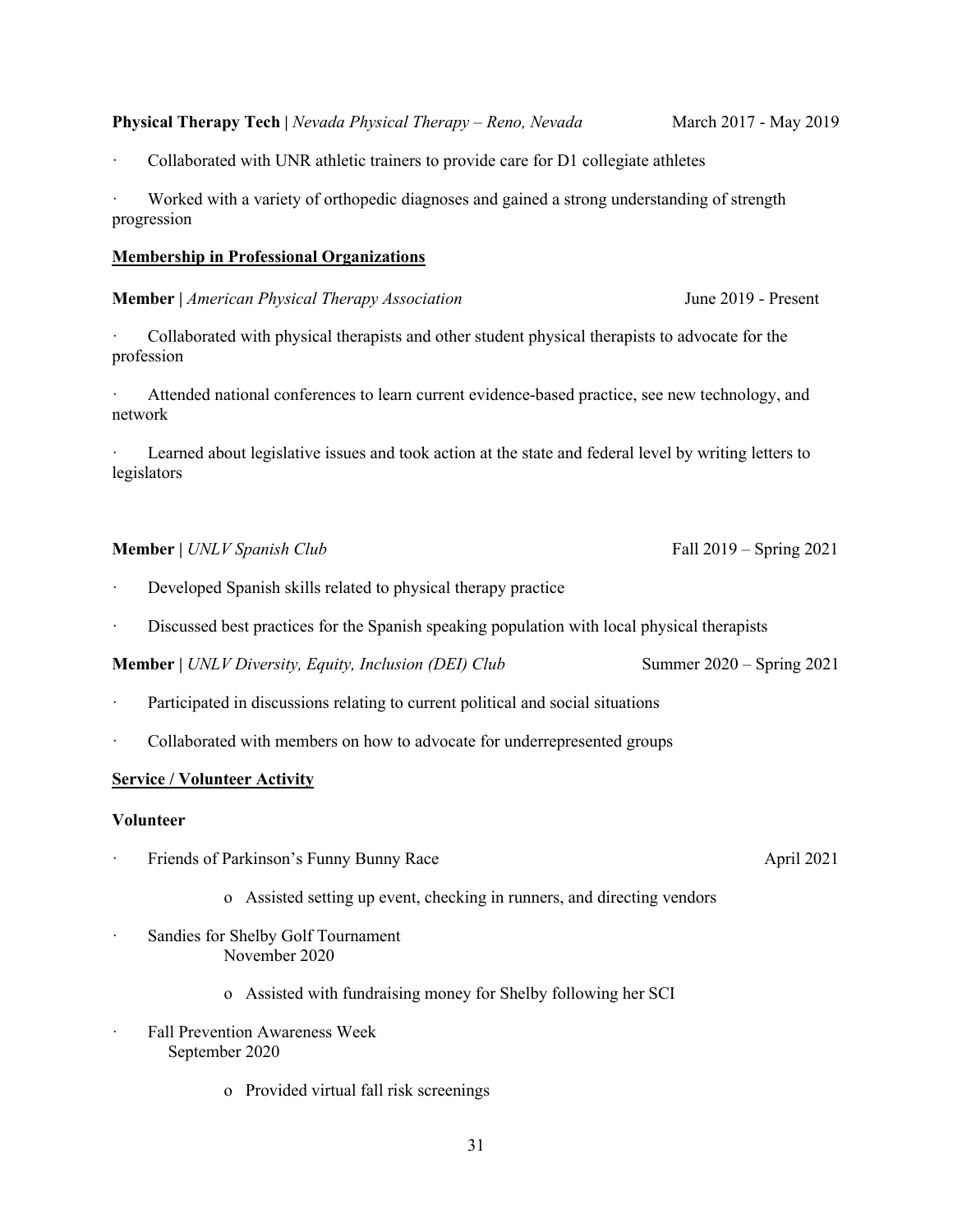**Physical Therapy Tech |** *Nevada Physical Therapy – Reno, Nevada* March 2017 - May 2019

- Collaborated with UNR athletic trainers to provide care for D1 collegiate athletes
- Worked with a variety of orthopedic diagnoses and gained a strong understanding of strength progression

**Membership in Professional Organizations**

**Member |** *American Physical Therapy Association* June 2019 - Present

- Collaborated with physical therapists and other student physical therapists to advocate for the profession
- Attended national conferences to learn current evidence-based practice, see new technology, and network
- Learned about legislative issues and took action at the state and federal level by writing letters to legislators

**Member |** *UNLV Spanish Club* Fall 2019 – Spring 2021

- Developed Spanish skills related to physical therapy practice
- Discussed best practices for the Spanish speaking population with local physical therapists

**Member |** *UNLV Diversity, Equity, Inclusion (DEI) Club* Summer 2020 – Spring 2021

- Participated in discussions relating to current political and social situations
- Collaborated with members on how to advocate for underrepresented groups

**Service / Volunteer Activity**

**Volunteer**

- Friends of Parkinson's Funny Bunny Race April 2021
  - Assisted setting up event, checking in runners, and directing vendors
- Sandies for Shelby Golf Tournament November 2020
  - Assisted with fundraising money for Shelby following her SCI
- Fall Prevention Awareness Week September 2020
  - Provided virtual fall risk screenings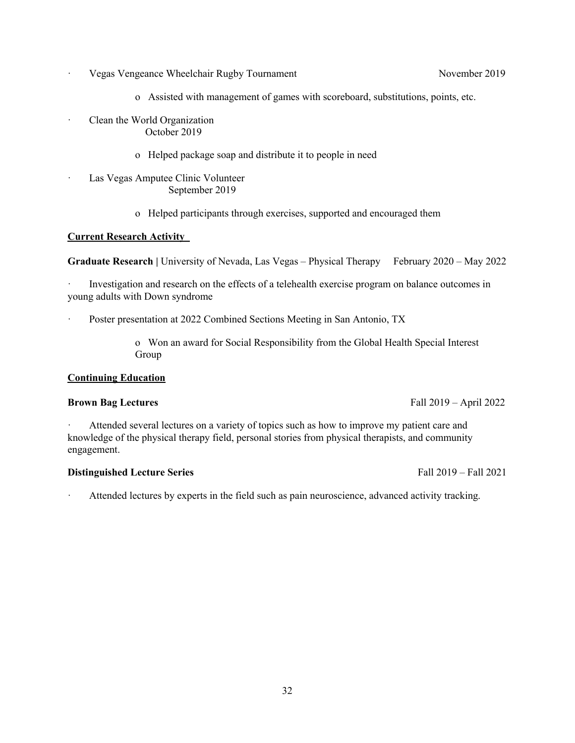- Vegas Vengeance Wheelchair Rugby Tournament November 2019
    - Assisted with management of games with scoreboard, substitutions, points, etc.
- Clean the World Organization October 2019
    - Helped package soap and distribute it to people in need
- Las Vegas Amputee Clinic Volunteer September 2019
    - Helped participants through exercises, supported and encouraged them

**Current Research Activity**

**Graduate Research |** University of Nevada, Las Vegas – Physical Therapy February 2020 – May 2022

- Investigation and research on the effects of a telehealth exercise program on balance outcomes in young adults with Down syndrome
- Poster presentation at 2022 Combined Sections Meeting in San Antonio, TX
    - Won an award for Social Responsibility from the Global Health Special Interest Group

**Continuing Education**

**Brown Bag Lectures** Fall 2019 – April 2022

- Attended several lectures on a variety of topics such as how to improve my patient care and knowledge of the physical therapy field, personal stories from physical therapists, and community engagement.

**Distinguished Lecture Series** Fall 2019 – Fall 2021

- Attended lectures by experts in the field such as pain neuroscience, advanced activity tracking.